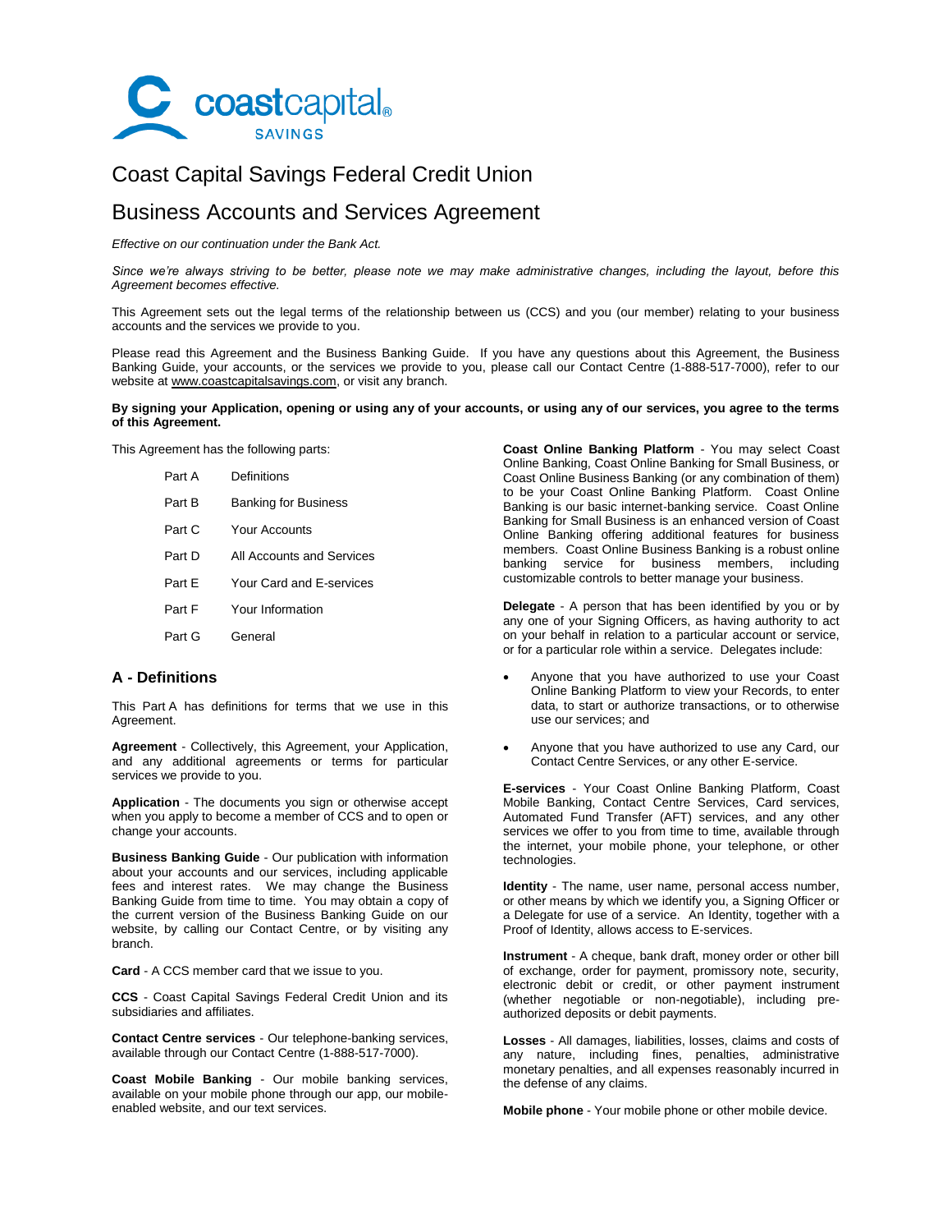# Coast Capital Savings Federal Credit Union

## Business Accounts and Services Agreement

*Effective on our continuation under the Bank Act.*

*Since we're always striving to be better, please note we may make administrative changes, including the layout, before this Agreement becomes effective.*

This Agreement sets out the legal terms of the relationship between us (CCS) and you (our member) relating to your business accounts and the services we provide to you.

Please read this Agreement and the Business Banking Guide. If you have any questions about this Agreement, the Business Banking Guide, your accounts, or the services we provide to you, please call our Contact Centre (1-888-517-7000), refer to our website at www.coastcapitalsavings.com, or visit any branch.

**By signing your Application, opening or using any of your accounts, or using any of our services, you agree to the terms of this Agreement.**

This Agreement has the following parts:

| | |
|---|---|
| Part A | Definitions |
| Part B | Banking for Business |
| Part C | Your Accounts |
| Part D | All Accounts and Services |
| Part E | Your Card and E-services |
| Part F | Your Information |
| Part G | General |

## A - Definitions

This Part A has definitions for terms that we use in this Agreement.

**Agreement** - Collectively, this Agreement, your Application, and any additional agreements or terms for particular services we provide to you.

**Application** - The documents you sign or otherwise accept when you apply to become a member of CCS and to open or change your accounts.

**Business Banking Guide** - Our publication with information about your accounts and our services, including applicable fees and interest rates. We may change the Business Banking Guide from time to time. You may obtain a copy of the current version of the Business Banking Guide on our website, by calling our Contact Centre, or by visiting any branch.

**Card** - A CCS member card that we issue to you.

**CCS** - Coast Capital Savings Federal Credit Union and its subsidiaries and affiliates.

**Contact Centre services** - Our telephone-banking services, available through our Contact Centre (1-888-517-7000).

**Coast Mobile Banking** - Our mobile banking services, available on your mobile phone through our app, our mobile-enabled website, and our text services.

**Coast Online Banking Platform** - You may select Coast Online Banking, Coast Online Banking for Small Business, or Coast Online Business Banking (or any combination of them) to be your Coast Online Banking Platform. Coast Online Banking is our basic internet-banking service. Coast Online Banking for Small Business is an enhanced version of Coast Online Banking offering additional features for business members. Coast Online Business Banking is a robust online banking service for business members, including customizable controls to better manage your business.

**Delegate** - A person that has been identified by you or by any one of your Signing Officers, as having authority to act on your behalf in relation to a particular account or service, or for a particular role within a service. Delegates include:

- Anyone that you have authorized to use your Coast Online Banking Platform to view your Records, to enter data, to start or authorize transactions, or to otherwise use our services; and
- Anyone that you have authorized to use any Card, our Contact Centre Services, or any other E-service.

**E-services** - Your Coast Online Banking Platform, Coast Mobile Banking, Contact Centre Services, Card services, Automated Fund Transfer (AFT) services, and any other services we offer to you from time to time, available through the internet, your mobile phone, your telephone, or other technologies.

**Identity** - The name, user name, personal access number, or other means by which we identify you, a Signing Officer or a Delegate for use of a service. An Identity, together with a Proof of Identity, allows access to E-services.

**Instrument** - A cheque, bank draft, money order or other bill of exchange, order for payment, promissory note, security, electronic debit or credit, or other payment instrument (whether negotiable or non-negotiable), including pre-authorized deposits or debit payments.

**Losses** - All damages, liabilities, losses, claims and costs of any nature, including fines, penalties, administrative monetary penalties, and all expenses reasonably incurred in the defense of any claims.

**Mobile phone** - Your mobile phone or other mobile device.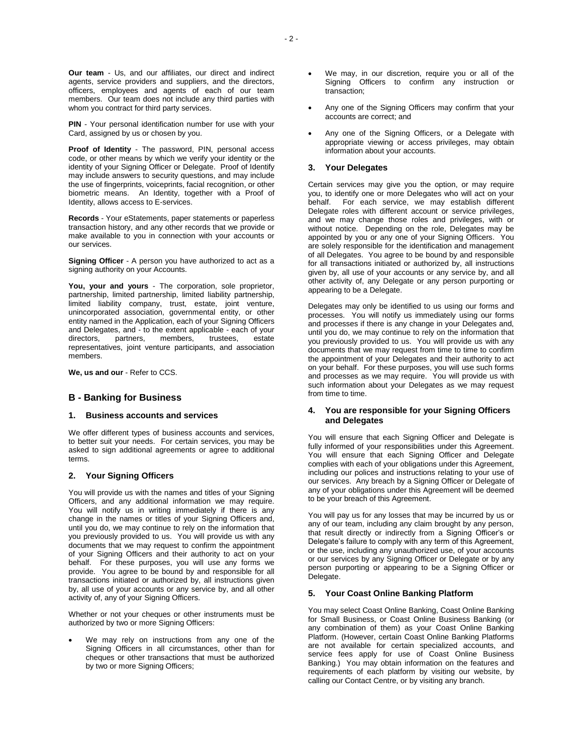**Our team** - Us, and our affiliates, our direct and indirect agents, service providers and suppliers, and the directors, officers, employees and agents of each of our team members. Our team does not include any third parties with whom you contract for third party services.

**PIN** - Your personal identification number for use with your Card, assigned by us or chosen by you.

**Proof of Identity** - The password, PIN, personal access code, or other means by which we verify your identity or the identity of your Signing Officer or Delegate. Proof of Identify may include answers to security questions, and may include the use of fingerprints, voiceprints, facial recognition, or other biometric means. An Identity, together with a Proof of Identity, allows access to E-services.

**Records** - Your eStatements, paper statements or paperless transaction history, and any other records that we provide or make available to you in connection with your accounts or our services.

**Signing Officer** - A person you have authorized to act as a signing authority on your Accounts.

**You, your and yours** - The corporation, sole proprietor, partnership, limited partnership, limited liability partnership, limited liability company, trust, estate, joint venture, unincorporated association, governmental entity, or other entity named in the Application, each of your Signing Officers and Delegates, and - to the extent applicable - each of your directors, partners, members, trustees, estate representatives, joint venture participants, and association members.

**We, us and our** - Refer to CCS.

## B - Banking for Business

### 1. Business accounts and services

We offer different types of business accounts and services, to better suit your needs. For certain services, you may be asked to sign additional agreements or agree to additional terms.

### 2. Your Signing Officers

You will provide us with the names and titles of your Signing Officers, and any additional information we may require. You will notify us in writing immediately if there is any change in the names or titles of your Signing Officers and, until you do, we may continue to rely on the information that you previously provided to us. You will provide us with any documents that we may request to confirm the appointment of your Signing Officers and their authority to act on your behalf. For these purposes, you will use any forms we provide. You agree to be bound by and responsible for all transactions initiated or authorized by, all instructions given by, all use of your accounts or any service by, and all other activity of, any of your Signing Officers.

Whether or not your cheques or other instruments must be authorized by two or more Signing Officers:

- We may rely on instructions from any one of the Signing Officers in all circumstances, other than for cheques or other transactions that must be authorized by two or more Signing Officers;
- We may, in our discretion, require you or all of the Signing Officers to confirm any instruction or transaction;
- Any one of the Signing Officers may confirm that your accounts are correct; and
- Any one of the Signing Officers, or a Delegate with appropriate viewing or access privileges, may obtain information about your accounts.

### 3. Your Delegates

Certain services may give you the option, or may require you, to identify one or more Delegates who will act on your behalf. For each service, we may establish different Delegate roles with different account or service privileges, and we may change those roles and privileges, with or without notice. Depending on the role, Delegates may be appointed by you or any one of your Signing Officers. You are solely responsible for the identification and management of all Delegates. You agree to be bound by and responsible for all transactions initiated or authorized by, all instructions given by, all use of your accounts or any service by, and all other activity of, any Delegate or any person purporting or appearing to be a Delegate.

Delegates may only be identified to us using our forms and processes. You will notify us immediately using our forms and processes if there is any change in your Delegates and, until you do, we may continue to rely on the information that you previously provided to us. You will provide us with any documents that we may request from time to time to confirm the appointment of your Delegates and their authority to act on your behalf. For these purposes, you will use such forms and processes as we may require. You will provide us with such information about your Delegates as we may request from time to time.

### 4. You are responsible for your Signing Officers and Delegates

You will ensure that each Signing Officer and Delegate is fully informed of your responsibilities under this Agreement. You will ensure that each Signing Officer and Delegate complies with each of your obligations under this Agreement, including our polices and instructions relating to your use of our services. Any breach by a Signing Officer or Delegate of any of your obligations under this Agreement will be deemed to be your breach of this Agreement.

You will pay us for any losses that may be incurred by us or any of our team, including any claim brought by any person, that result directly or indirectly from a Signing Officer's or Delegate's failure to comply with any term of this Agreement, or the use, including any unauthorized use, of your accounts or our services by any Signing Officer or Delegate or by any person purporting or appearing to be a Signing Officer or Delegate.

### 5. Your Coast Online Banking Platform

You may select Coast Online Banking, Coast Online Banking for Small Business, or Coast Online Business Banking (or any combination of them) as your Coast Online Banking Platform. (However, certain Coast Online Banking Platforms are not available for certain specialized accounts, and service fees apply for use of Coast Online Business Banking.) You may obtain information on the features and requirements of each platform by visiting our website, by calling our Contact Centre, or by visiting any branch.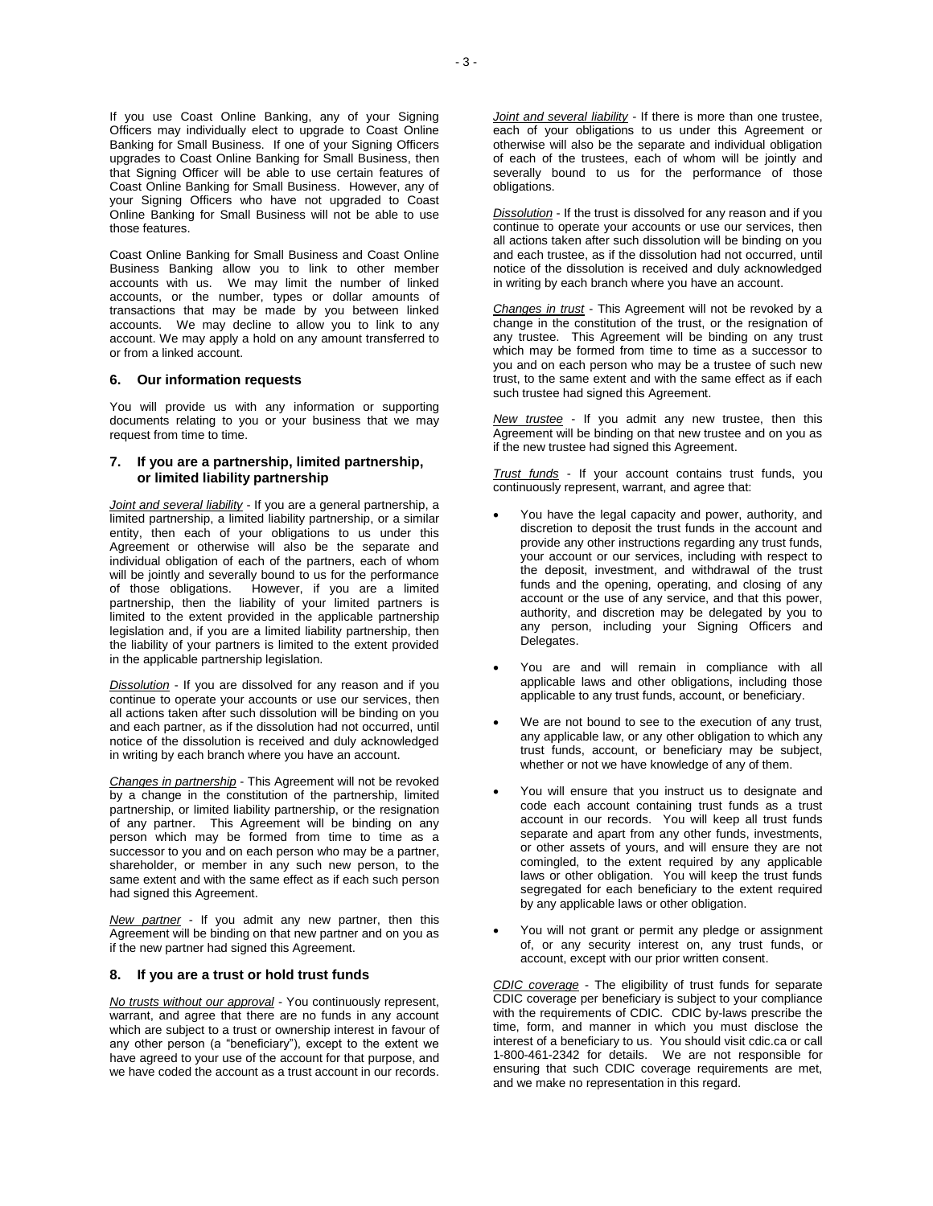If you use Coast Online Banking, any of your Signing Officers may individually elect to upgrade to Coast Online Banking for Small Business. If one of your Signing Officers upgrades to Coast Online Banking for Small Business, then that Signing Officer will be able to use certain features of Coast Online Banking for Small Business. However, any of your Signing Officers who have not upgraded to Coast Online Banking for Small Business will not be able to use those features.

Coast Online Banking for Small Business and Coast Online Business Banking allow you to link to other member accounts with us. We may limit the number of linked accounts, or the number, types or dollar amounts of transactions that may be made by you between linked accounts. We may decline to allow you to link to any account. We may apply a hold on any amount transferred to or from a linked account.

## 6. Our information requests

You will provide us with any information or supporting documents relating to you or your business that we may request from time to time.

## 7. If you are a partnership, limited partnership, or limited liability partnership

*Joint and several liability* - If you are a general partnership, a limited partnership, a limited liability partnership, or a similar entity, then each of your obligations to us under this Agreement or otherwise will also be the separate and individual obligation of each of the partners, each of whom will be jointly and severally bound to us for the performance of those obligations. However, if you are a limited partnership, then the liability of your limited partners is limited to the extent provided in the applicable partnership legislation and, if you are a limited liability partnership, then the liability of your partners is limited to the extent provided in the applicable partnership legislation.

*Dissolution* - If you are dissolved for any reason and if you continue to operate your accounts or use our services, then all actions taken after such dissolution will be binding on you and each partner, as if the dissolution had not occurred, until notice of the dissolution is received and duly acknowledged in writing by each branch where you have an account.

*Changes in partnership* - This Agreement will not be revoked by a change in the constitution of the partnership, limited partnership, or limited liability partnership, or the resignation of any partner. This Agreement will be binding on any person which may be formed from time to time as a successor to you and on each person who may be a partner, shareholder, or member in any such new person, to the same extent and with the same effect as if each such person had signed this Agreement.

*New partner* - If you admit any new partner, then this Agreement will be binding on that new partner and on you as if the new partner had signed this Agreement.

## 8. If you are a trust or hold trust funds

*No trusts without our approval* - You continuously represent, warrant, and agree that there are no funds in any account which are subject to a trust or ownership interest in favour of any other person (a "beneficiary"), except to the extent we have agreed to your use of the account for that purpose, and we have coded the account as a trust account in our records.

*Joint and several liability* - If there is more than one trustee, each of your obligations to us under this Agreement or otherwise will also be the separate and individual obligation of each of the trustees, each of whom will be jointly and severally bound to us for the performance of those obligations.

*Dissolution* - If the trust is dissolved for any reason and if you continue to operate your accounts or use our services, then all actions taken after such dissolution will be binding on you and each trustee, as if the dissolution had not occurred, until notice of the dissolution is received and duly acknowledged in writing by each branch where you have an account.

*Changes in trust* - This Agreement will not be revoked by a change in the constitution of the trust, or the resignation of any trustee. This Agreement will be binding on any trust which may be formed from time to time as a successor to you and on each person who may be a trustee of such new trust, to the same extent and with the same effect as if each such trustee had signed this Agreement.

*New trustee* - If you admit any new trustee, then this Agreement will be binding on that new trustee and on you as if the new trustee had signed this Agreement.

*Trust funds* - If your account contains trust funds, you continuously represent, warrant, and agree that:

- You have the legal capacity and power, authority, and discretion to deposit the trust funds in the account and provide any other instructions regarding any trust funds, your account or our services, including with respect to the deposit, investment, and withdrawal of the trust funds and the opening, operating, and closing of any account or the use of any service, and that this power, authority, and discretion may be delegated by you to any person, including your Signing Officers and Delegates.
- You are and will remain in compliance with all applicable laws and other obligations, including those applicable to any trust funds, account, or beneficiary.
- We are not bound to see to the execution of any trust, any applicable law, or any other obligation to which any trust funds, account, or beneficiary may be subject, whether or not we have knowledge of any of them.
- You will ensure that you instruct us to designate and code each account containing trust funds as a trust account in our records. You will keep all trust funds separate and apart from any other funds, investments, or other assets of yours, and will ensure they are not comingled, to the extent required by any applicable laws or other obligation. You will keep the trust funds segregated for each beneficiary to the extent required by any applicable laws or other obligation.
- You will not grant or permit any pledge or assignment of, or any security interest on, any trust funds, or account, except with our prior written consent.

*CDIC coverage* - The eligibility of trust funds for separate CDIC coverage per beneficiary is subject to your compliance with the requirements of CDIC. CDIC by-laws prescribe the time, form, and manner in which you must disclose the interest of a beneficiary to us. You should visit cdic.ca or call 1-800-461-2342 for details. We are not responsible for ensuring that such CDIC coverage requirements are met, and we make no representation in this regard.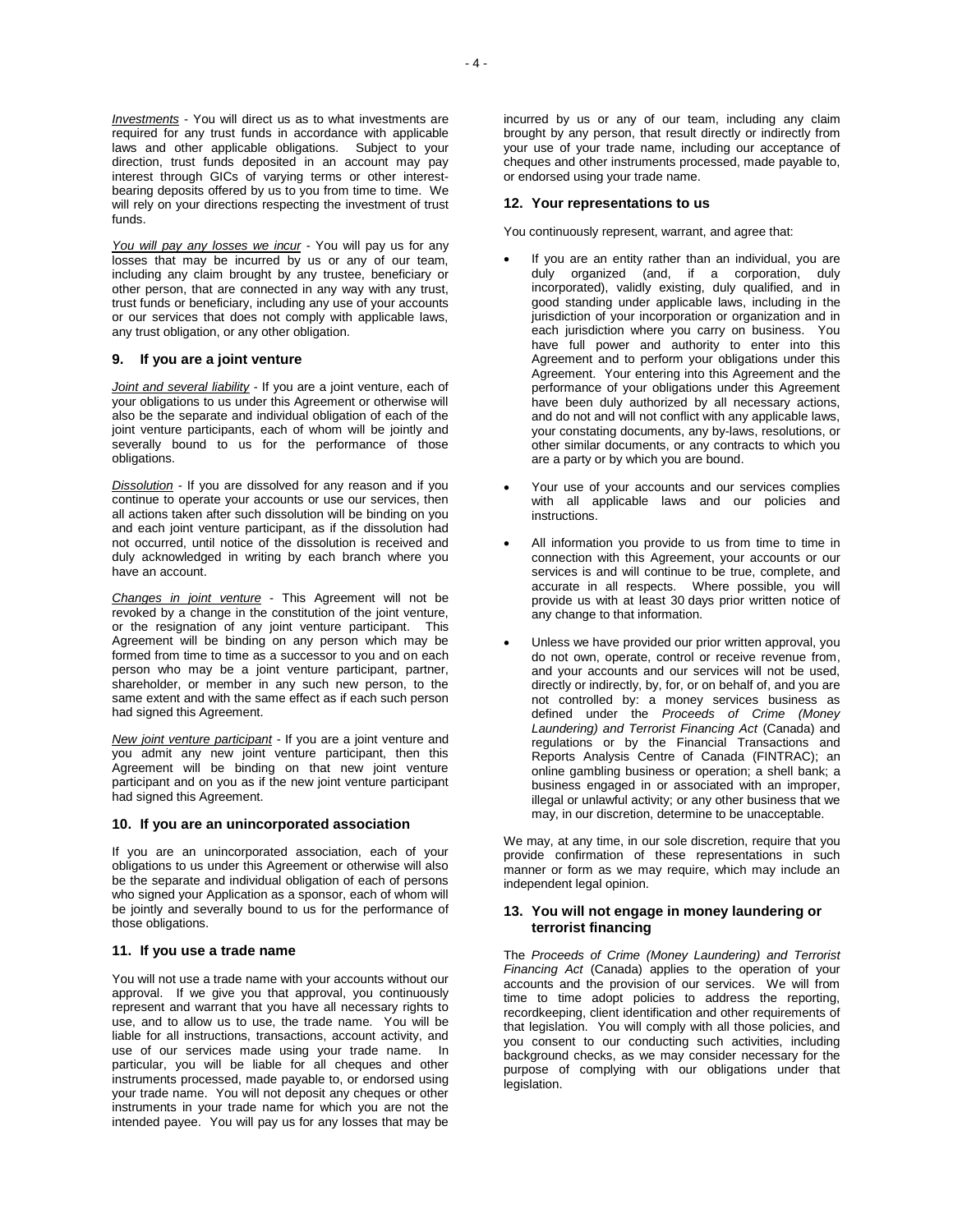*Investments* - You will direct us as to what investments are required for any trust funds in accordance with applicable laws and other applicable obligations. Subject to your direction, trust funds deposited in an account may pay interest through GICs of varying terms or other interest-bearing deposits offered by us to you from time to time. We will rely on your directions respecting the investment of trust funds.

*You will pay any losses we incur* - You will pay us for any losses that may be incurred by us or any of our team, including any claim brought by any trustee, beneficiary or other person, that are connected in any way with any trust, trust funds or beneficiary, including any use of your accounts or our services that does not comply with applicable laws, any trust obligation, or any other obligation.

### 9. If you are a joint venture

*Joint and several liability* - If you are a joint venture, each of your obligations to us under this Agreement or otherwise will also be the separate and individual obligation of each of the joint venture participants, each of whom will be jointly and severally bound to us for the performance of those obligations.

*Dissolution* - If you are dissolved for any reason and if you continue to operate your accounts or use our services, then all actions taken after such dissolution will be binding on you and each joint venture participant, as if the dissolution had not occurred, until notice of the dissolution is received and duly acknowledged in writing by each branch where you have an account.

*Changes in joint venture* - This Agreement will not be revoked by a change in the constitution of the joint venture, or the resignation of any joint venture participant. This Agreement will be binding on any person which may be formed from time to time as a successor to you and on each person who may be a joint venture participant, partner, shareholder, or member in any such new person, to the same extent and with the same effect as if each such person had signed this Agreement.

*New joint venture participant* - If you are a joint venture and you admit any new joint venture participant, then this Agreement will be binding on that new joint venture participant and on you as if the new joint venture participant had signed this Agreement.

### 10. If you are an unincorporated association

If you are an unincorporated association, each of your obligations to us under this Agreement or otherwise will also be the separate and individual obligation of each of persons who signed your Application as a sponsor, each of whom will be jointly and severally bound to us for the performance of those obligations.

### 11. If you use a trade name

You will not use a trade name with your accounts without our approval. If we give you that approval, you continuously represent and warrant that you have all necessary rights to use, and to allow us to use, the trade name. You will be liable for all instructions, transactions, account activity, and use of our services made using your trade name. In particular, you will be liable for all cheques and other instruments processed, made payable to, or endorsed using your trade name. You will not deposit any cheques or other instruments in your trade name for which you are not the intended payee. You will pay us for any losses that may be incurred by us or any of our team, including any claim brought by any person, that result directly or indirectly from your use of your trade name, including our acceptance of cheques and other instruments processed, made payable to, or endorsed using your trade name.

### 12. Your representations to us

You continuously represent, warrant, and agree that:

- If you are an entity rather than an individual, you are duly organized (and, if a corporation, duly incorporated), validly existing, duly qualified, and in good standing under applicable laws, including in the jurisdiction of your incorporation or organization and in each jurisdiction where you carry on business. You have full power and authority to enter into this Agreement and to perform your obligations under this Agreement. Your entering into this Agreement and the performance of your obligations under this Agreement have been duly authorized by all necessary actions, and do not and will not conflict with any applicable laws, your constating documents, any by-laws, resolutions, or other similar documents, or any contracts to which you are a party or by which you are bound.
- Your use of your accounts and our services complies with all applicable laws and our policies and instructions.
- All information you provide to us from time to time in connection with this Agreement, your accounts or our services is and will continue to be true, complete, and accurate in all respects. Where possible, you will provide us with at least 30 days prior written notice of any change to that information.
- Unless we have provided our prior written approval, you do not own, operate, control or receive revenue from, and your accounts and our services will not be used, directly or indirectly, by, for, or on behalf of, and you are not controlled by: a money services business as defined under the *Proceeds of Crime (Money Laundering) and Terrorist Financing Act* (Canada) and regulations or by the Financial Transactions and Reports Analysis Centre of Canada (FINTRAC); an online gambling business or operation; a shell bank; a business engaged in or associated with an improper, illegal or unlawful activity; or any other business that we may, in our discretion, determine to be unacceptable.

We may, at any time, in our sole discretion, require that you provide confirmation of these representations in such manner or form as we may require, which may include an independent legal opinion.

### 13. You will not engage in money laundering or terrorist financing

The *Proceeds of Crime (Money Laundering) and Terrorist Financing Act* (Canada) applies to the operation of your accounts and the provision of our services. We will from time to time adopt policies to address the reporting, recordkeeping, client identification and other requirements of that legislation. You will comply with all those policies, and you consent to our conducting such activities, including background checks, as we may consider necessary for the purpose of complying with our obligations under that legislation.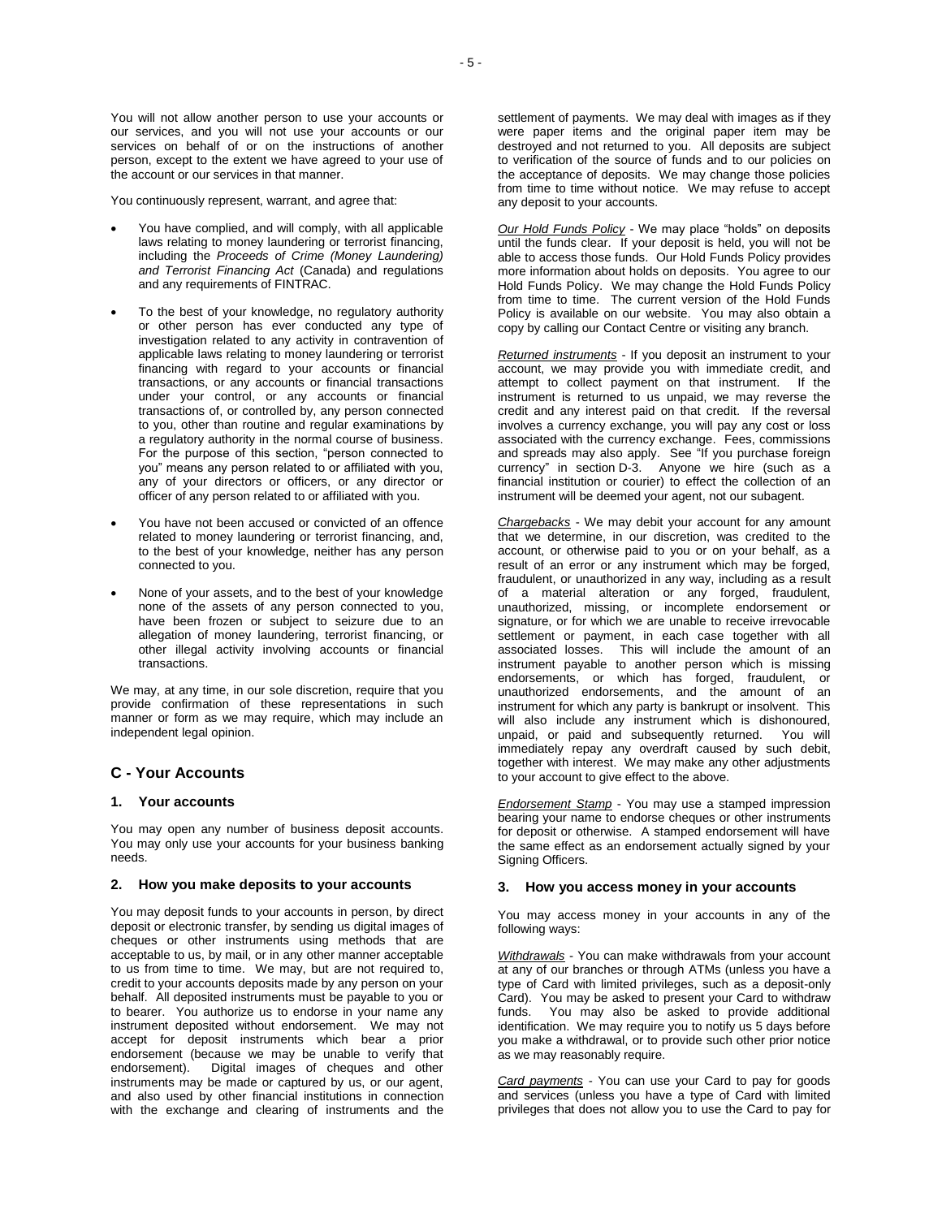You will not allow another person to use your accounts or our services, and you will not use your accounts or our services on behalf of or on the instructions of another person, except to the extent we have agreed to your use of the account or our services in that manner.

You continuously represent, warrant, and agree that:

- You have complied, and will comply, with all applicable laws relating to money laundering or terrorist financing, including the *Proceeds of Crime (Money Laundering) and Terrorist Financing Act* (Canada) and regulations and any requirements of FINTRAC.
- To the best of your knowledge, no regulatory authority or other person has ever conducted any type of investigation related to any activity in contravention of applicable laws relating to money laundering or terrorist financing with regard to your accounts or financial transactions, or any accounts or financial transactions under your control, or any accounts or financial transactions of, or controlled by, any person connected to you, other than routine and regular examinations by a regulatory authority in the normal course of business. For the purpose of this section, "person connected to you" means any person related to or affiliated with you, any of your directors or officers, or any director or officer of any person related to or affiliated with you.
- You have not been accused or convicted of an offence related to money laundering or terrorist financing, and, to the best of your knowledge, neither has any person connected to you.
- None of your assets, and to the best of your knowledge none of the assets of any person connected to you, have been frozen or subject to seizure due to an allegation of money laundering, terrorist financing, or other illegal activity involving accounts or financial transactions.

We may, at any time, in our sole discretion, require that you provide confirmation of these representations in such manner or form as we may require, which may include an independent legal opinion.

## C - Your Accounts

### 1. Your accounts

You may open any number of business deposit accounts. You may only use your accounts for your business banking needs.

### 2. How you make deposits to your accounts

You may deposit funds to your accounts in person, by direct deposit or electronic transfer, by sending us digital images of cheques or other instruments using methods that are acceptable to us, by mail, or in any other manner acceptable to us from time to time. We may, but are not required to, credit to your accounts deposits made by any person on your behalf. All deposited instruments must be payable to you or to bearer. You authorize us to endorse in your name any instrument deposited without endorsement. We may not accept for deposit instruments which bear a prior endorsement (because we may be unable to verify that endorsement). Digital images of cheques and other instruments may be made or captured by us, or our agent, and also used by other financial institutions in connection with the exchange and clearing of instruments and the settlement of payments. We may deal with images as if they were paper items and the original paper item may be destroyed and not returned to you. All deposits are subject to verification of the source of funds and to our policies on the acceptance of deposits. We may change those policies from time to time without notice. We may refuse to accept any deposit to your accounts.

*Our Hold Funds Policy* - We may place "holds" on deposits until the funds clear. If your deposit is held, you will not be able to access those funds. Our Hold Funds Policy provides more information about holds on deposits. You agree to our Hold Funds Policy. We may change the Hold Funds Policy from time to time. The current version of the Hold Funds Policy is available on our website. You may also obtain a copy by calling our Contact Centre or visiting any branch.

*Returned instruments* - If you deposit an instrument to your account, we may provide you with immediate credit, and attempt to collect payment on that instrument. If the instrument is returned to us unpaid, we may reverse the credit and any interest paid on that credit. If the reversal involves a currency exchange, you will pay any cost or loss associated with the currency exchange. Fees, commissions and spreads may also apply. See "If you purchase foreign currency" in section D-3. Anyone we hire (such as a financial institution or courier) to effect the collection of an instrument will be deemed your agent, not our subagent.

*Chargebacks* - We may debit your account for any amount that we determine, in our discretion, was credited to the account, or otherwise paid to you or on your behalf, as a result of an error or any instrument which may be forged, fraudulent, or unauthorized in any way, including as a result of a material alteration or any forged, fraudulent, unauthorized, missing, or incomplete endorsement or signature, or for which we are unable to receive irrevocable settlement or payment, in each case together with all associated losses. This will include the amount of an instrument payable to another person which is missing endorsements, or which has forged, fraudulent, or unauthorized endorsements, and the amount of an instrument for which any party is bankrupt or insolvent. This will also include any instrument which is dishonoured, unpaid, or paid and subsequently returned. You will immediately repay any overdraft caused by such debit, together with interest. We may make any other adjustments to your account to give effect to the above.

*Endorsement Stamp* - You may use a stamped impression bearing your name to endorse cheques or other instruments for deposit or otherwise. A stamped endorsement will have the same effect as an endorsement actually signed by your Signing Officers.

### 3. How you access money in your accounts

You may access money in your accounts in any of the following ways:

*Withdrawals* - You can make withdrawals from your account at any of our branches or through ATMs (unless you have a type of Card with limited privileges, such as a deposit-only Card). You may be asked to present your Card to withdraw funds. You may also be asked to provide additional identification. We may require you to notify us 5 days before you make a withdrawal, or to provide such other prior notice as we may reasonably require.

*Card payments* - You can use your Card to pay for goods and services (unless you have a type of Card with limited privileges that does not allow you to use the Card to pay for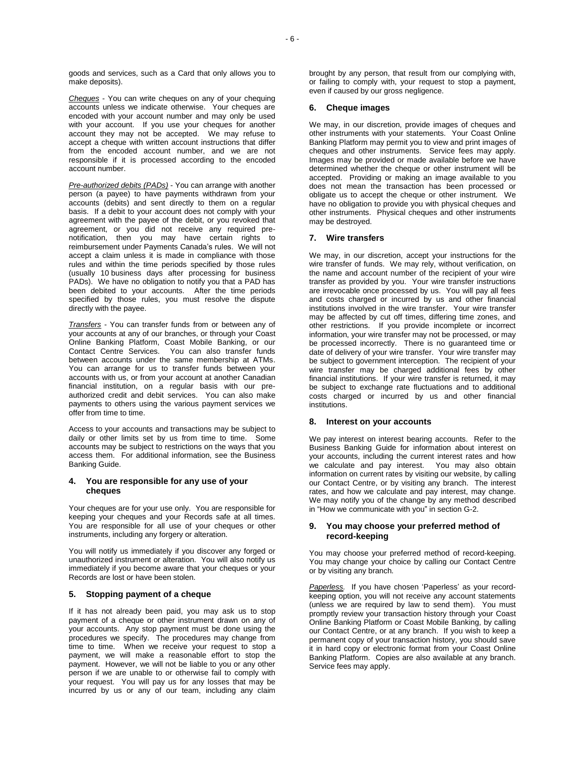goods and services, such as a Card that only allows you to make deposits).

*Cheques* - You can write cheques on any of your chequing accounts unless we indicate otherwise. Your cheques are encoded with your account number and may only be used with your account. If you use your cheques for another account they may not be accepted. We may refuse to accept a cheque with written account instructions that differ from the encoded account number, and we are not responsible if it is processed according to the encoded account number.

*Pre-authorized debits (PADs)* - You can arrange with another person (a payee) to have payments withdrawn from your accounts (debits) and sent directly to them on a regular basis. If a debit to your account does not comply with your agreement with the payee of the debit, or you revoked that agreement, or you did not receive any required pre-notification, then you may have certain rights to reimbursement under Payments Canada's rules. We will not accept a claim unless it is made in compliance with those rules and within the time periods specified by those rules (usually 10 business days after processing for business PADs). We have no obligation to notify you that a PAD has been debited to your accounts. After the time periods specified by those rules, you must resolve the dispute directly with the payee.

*Transfers* - You can transfer funds from or between any of your accounts at any of our branches, or through your Coast Online Banking Platform, Coast Mobile Banking, or our Contact Centre Services. You can also transfer funds between accounts under the same membership at ATMs. You can arrange for us to transfer funds between your accounts with us, or from your account at another Canadian financial institution, on a regular basis with our pre-authorized credit and debit services. You can also make payments to others using the various payment services we offer from time to time.

Access to your accounts and transactions may be subject to daily or other limits set by us from time to time. Some accounts may be subject to restrictions on the ways that you access them. For additional information, see the Business Banking Guide.

### 4. You are responsible for any use of your cheques

Your cheques are for your use only. You are responsible for keeping your cheques and your Records safe at all times. You are responsible for all use of your cheques or other instruments, including any forgery or alteration.

You will notify us immediately if you discover any forged or unauthorized instrument or alteration. You will also notify us immediately if you become aware that your cheques or your Records are lost or have been stolen.

### 5. Stopping payment of a cheque

If it has not already been paid, you may ask us to stop payment of a cheque or other instrument drawn on any of your accounts. Any stop payment must be done using the procedures we specify. The procedures may change from time to time. When we receive your request to stop a payment, we will make a reasonable effort to stop the payment. However, we will not be liable to you or any other person if we are unable to or otherwise fail to comply with your request. You will pay us for any losses that may be incurred by us or any of our team, including any claim brought by any person, that result from our complying with, or failing to comply with, your request to stop a payment, even if caused by our gross negligence.

### 6. Cheque images

We may, in our discretion, provide images of cheques and other instruments with your statements. Your Coast Online Banking Platform may permit you to view and print images of cheques and other instruments. Service fees may apply. Images may be provided or made available before we have determined whether the cheque or other instrument will be accepted. Providing or making an image available to you does not mean the transaction has been processed or obligate us to accept the cheque or other instrument. We have no obligation to provide you with physical cheques and other instruments. Physical cheques and other instruments may be destroyed.

### 7. Wire transfers

We may, in our discretion, accept your instructions for the wire transfer of funds. We may rely, without verification, on the name and account number of the recipient of your wire transfer as provided by you. Your wire transfer instructions are irrevocable once processed by us. You will pay all fees and costs charged or incurred by us and other financial institutions involved in the wire transfer. Your wire transfer may be affected by cut off times, differing time zones, and other restrictions. If you provide incomplete or incorrect information, your wire transfer may not be processed, or may be processed incorrectly. There is no guaranteed time or date of delivery of your wire transfer. Your wire transfer may be subject to government interception. The recipient of your wire transfer may be charged additional fees by other financial institutions. If your wire transfer is returned, it may be subject to exchange rate fluctuations and to additional costs charged or incurred by us and other financial institutions.

### 8. Interest on your accounts

We pay interest on interest bearing accounts. Refer to the Business Banking Guide for information about interest on your accounts, including the current interest rates and how we calculate and pay interest. You may also obtain information on current rates by visiting our website, by calling our Contact Centre, or by visiting any branch. The interest rates, and how we calculate and pay interest, may change. We may notify you of the change by any method described in "How we communicate with you" in section G-2.

### 9. You may choose your preferred method of record-keeping

You may choose your preferred method of record-keeping. You may change your choice by calling our Contact Centre or by visiting any branch.

*Paperless.* If you have chosen 'Paperless' as your record-keeping option, you will not receive any account statements (unless we are required by law to send them). You must promptly review your transaction history through your Coast Online Banking Platform or Coast Mobile Banking, by calling our Contact Centre, or at any branch. If you wish to keep a permanent copy of your transaction history, you should save it in hard copy or electronic format from your Coast Online Banking Platform. Copies are also available at any branch. Service fees may apply.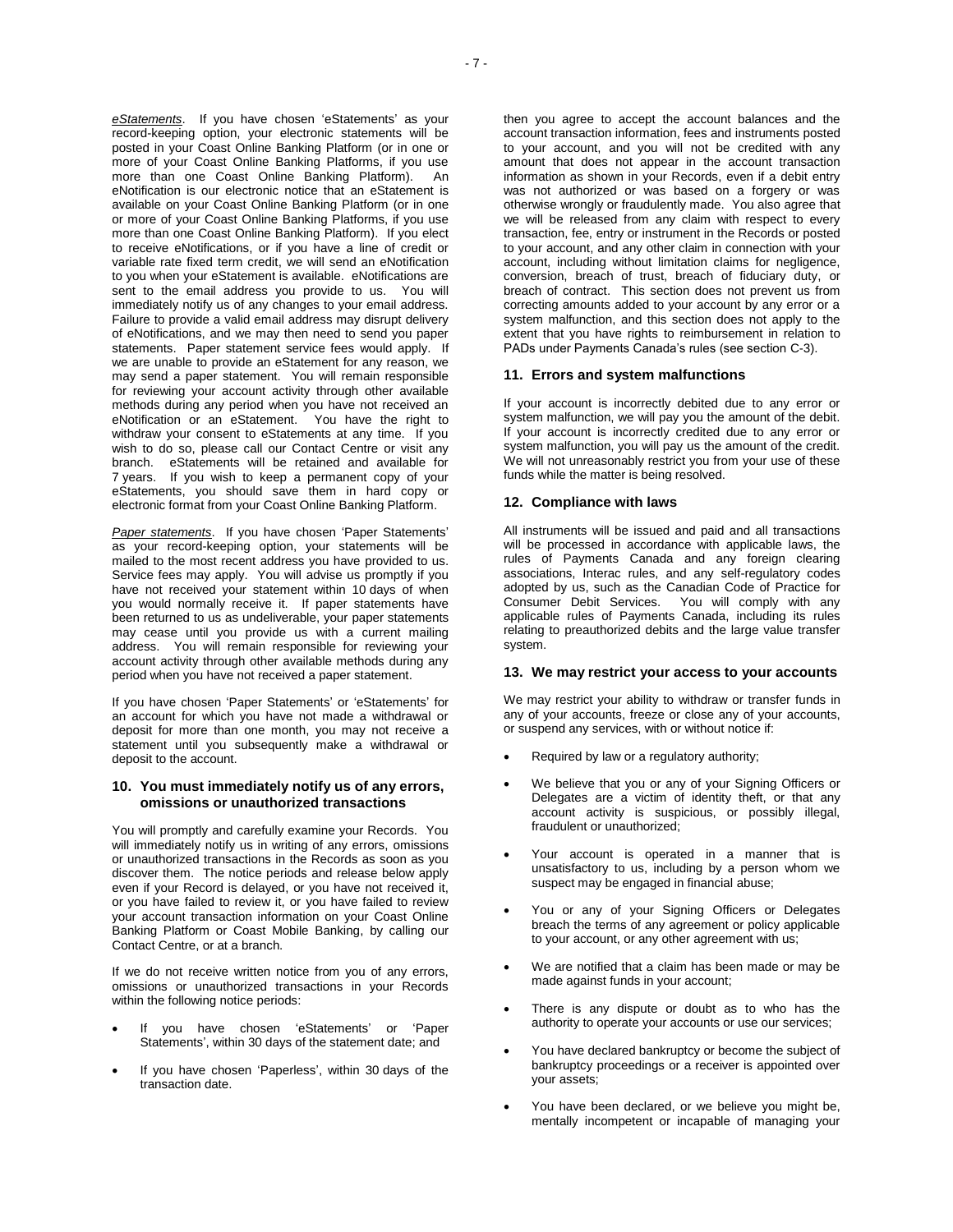*eStatements*. If you have chosen 'eStatements' as your record-keeping option, your electronic statements will be posted in your Coast Online Banking Platform (or in one or more of your Coast Online Banking Platforms, if you use more than one Coast Online Banking Platform). An eNotification is our electronic notice that an eStatement is available on your Coast Online Banking Platform (or in one or more of your Coast Online Banking Platforms, if you use more than one Coast Online Banking Platform). If you elect to receive eNotifications, or if you have a line of credit or variable rate fixed term credit, we will send an eNotification to you when your eStatement is available. eNotifications are sent to the email address you provide to us. You will immediately notify us of any changes to your email address. Failure to provide a valid email address may disrupt delivery of eNotifications, and we may then need to send you paper statements. Paper statement service fees would apply. If we are unable to provide an eStatement for any reason, we may send a paper statement. You will remain responsible for reviewing your account activity through other available methods during any period when you have not received an eNotification or an eStatement. You have the right to withdraw your consent to eStatements at any time. If you wish to do so, please call our Contact Centre or visit any branch. eStatements will be retained and available for 7 years. If you wish to keep a permanent copy of your eStatements, you should save them in hard copy or electronic format from your Coast Online Banking Platform.

*Paper statements*. If you have chosen 'Paper Statements' as your record-keeping option, your statements will be mailed to the most recent address you have provided to us. Service fees may apply. You will advise us promptly if you have not received your statement within 10 days of when you would normally receive it. If paper statements have been returned to us as undeliverable, your paper statements may cease until you provide us with a current mailing address. You will remain responsible for reviewing your account activity through other available methods during any period when you have not received a paper statement.

If you have chosen 'Paper Statements' or 'eStatements' for an account for which you have not made a withdrawal or deposit for more than one month, you may not receive a statement until you subsequently make a withdrawal or deposit to the account.

### 10. You must immediately notify us of any errors, omissions or unauthorized transactions

You will promptly and carefully examine your Records. You will immediately notify us in writing of any errors, omissions or unauthorized transactions in the Records as soon as you discover them. The notice periods and release below apply even if your Record is delayed, or you have not received it, or you have failed to review it, or you have failed to review your account transaction information on your Coast Online Banking Platform or Coast Mobile Banking, by calling our Contact Centre, or at a branch.

If we do not receive written notice from you of any errors, omissions or unauthorized transactions in your Records within the following notice periods:

- If you have chosen 'eStatements' or 'Paper Statements', within 30 days of the statement date; and
- If you have chosen 'Paperless', within 30 days of the transaction date.

then you agree to accept the account balances and the account transaction information, fees and instruments posted to your account, and you will not be credited with any amount that does not appear in the account transaction information as shown in your Records, even if a debit entry was not authorized or was based on a forgery or was otherwise wrongly or fraudulently made. You also agree that we will be released from any claim with respect to every transaction, fee, entry or instrument in the Records or posted to your account, and any other claim in connection with your account, including without limitation claims for negligence, conversion, breach of trust, breach of fiduciary duty, or breach of contract. This section does not prevent us from correcting amounts added to your account by any error or a system malfunction, and this section does not apply to the extent that you have rights to reimbursement in relation to PADs under Payments Canada's rules (see section C-3).

### 11. Errors and system malfunctions

If your account is incorrectly debited due to any error or system malfunction, we will pay you the amount of the debit. If your account is incorrectly credited due to any error or system malfunction, you will pay us the amount of the credit. We will not unreasonably restrict you from your use of these funds while the matter is being resolved.

### 12. Compliance with laws

All instruments will be issued and paid and all transactions will be processed in accordance with applicable laws, the rules of Payments Canada and any foreign clearing associations, Interac rules, and any self-regulatory codes adopted by us, such as the Canadian Code of Practice for Consumer Debit Services. You will comply with any applicable rules of Payments Canada, including its rules relating to preauthorized debits and the large value transfer system.

### 13. We may restrict your access to your accounts

We may restrict your ability to withdraw or transfer funds in any of your accounts, freeze or close any of your accounts, or suspend any services, with or without notice if:

- Required by law or a regulatory authority;
- We believe that you or any of your Signing Officers or Delegates are a victim of identity theft, or that any account activity is suspicious, or possibly illegal, fraudulent or unauthorized;
- Your account is operated in a manner that is unsatisfactory to us, including by a person whom we suspect may be engaged in financial abuse;
- You or any of your Signing Officers or Delegates breach the terms of any agreement or policy applicable to your account, or any other agreement with us;
- We are notified that a claim has been made or may be made against funds in your account;
- There is any dispute or doubt as to who has the authority to operate your accounts or use our services;
- You have declared bankruptcy or become the subject of bankruptcy proceedings or a receiver is appointed over your assets;
- You have been declared, or we believe you might be, mentally incompetent or incapable of managing your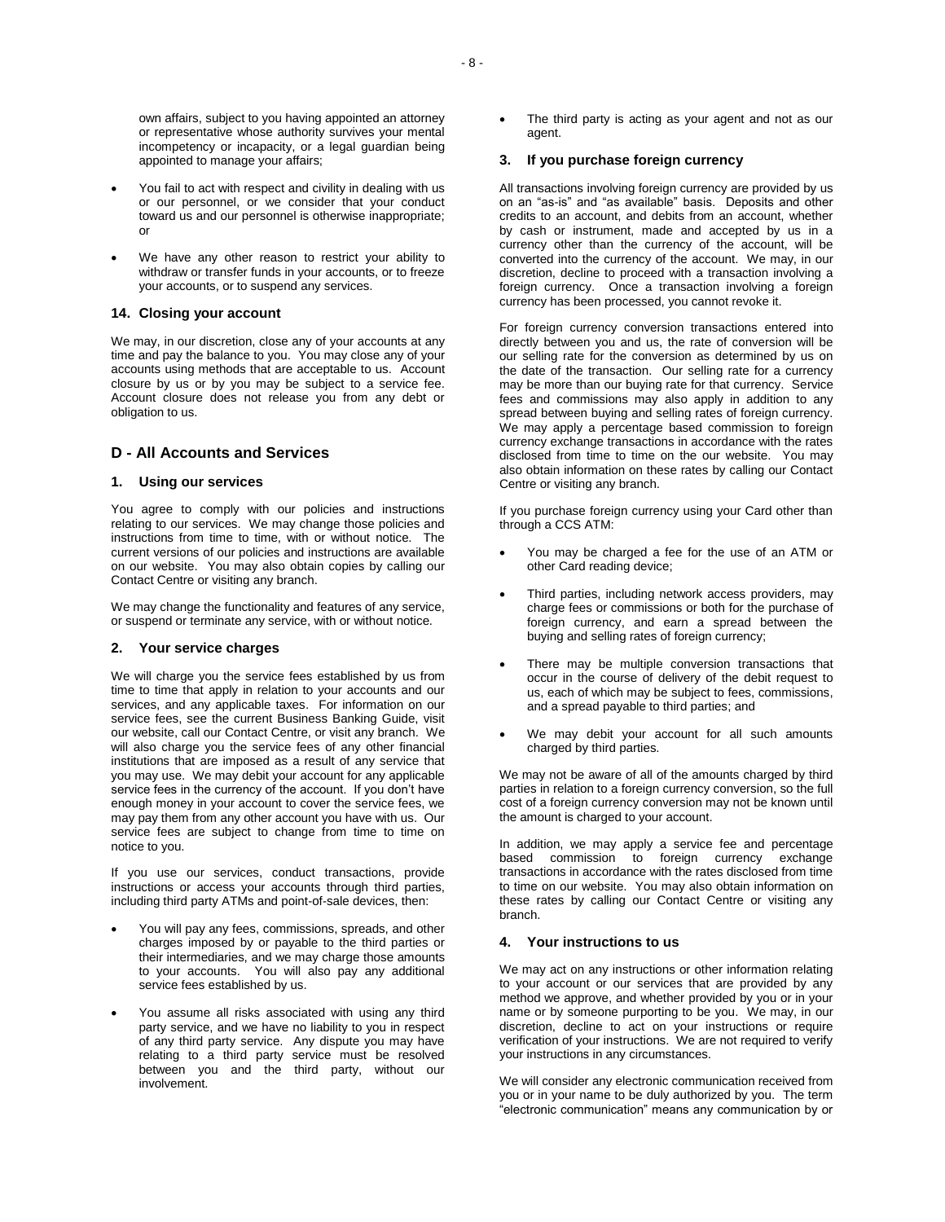own affairs, subject to you having appointed an attorney or representative whose authority survives your mental incompetency or incapacity, or a legal guardian being appointed to manage your affairs;

- You fail to act with respect and civility in dealing with us or our personnel, or we consider that your conduct toward us and our personnel is otherwise inappropriate; or
- We have any other reason to restrict your ability to withdraw or transfer funds in your accounts, or to freeze your accounts, or to suspend any services.

### 14. Closing your account

We may, in our discretion, close any of your accounts at any time and pay the balance to you. You may close any of your accounts using methods that are acceptable to us. Account closure by us or by you may be subject to a service fee. Account closure does not release you from any debt or obligation to us.

## D - All Accounts and Services

### 1. Using our services

You agree to comply with our policies and instructions relating to our services. We may change those policies and instructions from time to time, with or without notice. The current versions of our policies and instructions are available on our website. You may also obtain copies by calling our Contact Centre or visiting any branch.

We may change the functionality and features of any service, or suspend or terminate any service, with or without notice.

### 2. Your service charges

We will charge you the service fees established by us from time to time that apply in relation to your accounts and our services, and any applicable taxes. For information on our service fees, see the current Business Banking Guide, visit our website, call our Contact Centre, or visit any branch. We will also charge you the service fees of any other financial institutions that are imposed as a result of any service that you may use. We may debit your account for any applicable service fees in the currency of the account. If you don't have enough money in your account to cover the service fees, we may pay them from any other account you have with us. Our service fees are subject to change from time to time on notice to you.

If you use our services, conduct transactions, provide instructions or access your accounts through third parties, including third party ATMs and point-of-sale devices, then:

- You will pay any fees, commissions, spreads, and other charges imposed by or payable to the third parties or their intermediaries, and we may charge those amounts to your accounts. You will also pay any additional service fees established by us.
- You assume all risks associated with using any third party service, and we have no liability to you in respect of any third party service. Any dispute you may have relating to a third party service must be resolved between you and the third party, without our involvement.
- The third party is acting as your agent and not as our agent.

### 3. If you purchase foreign currency

All transactions involving foreign currency are provided by us on an "as-is" and "as available" basis. Deposits and other credits to an account, and debits from an account, whether by cash or instrument, made and accepted by us in a currency other than the currency of the account, will be converted into the currency of the account. We may, in our discretion, decline to proceed with a transaction involving a foreign currency. Once a transaction involving a foreign currency has been processed, you cannot revoke it.

For foreign currency conversion transactions entered into directly between you and us, the rate of conversion will be our selling rate for the conversion as determined by us on the date of the transaction. Our selling rate for a currency may be more than our buying rate for that currency. Service fees and commissions may also apply in addition to any spread between buying and selling rates of foreign currency. We may apply a percentage based commission to foreign currency exchange transactions in accordance with the rates disclosed from time to time on the our website. You may also obtain information on these rates by calling our Contact Centre or visiting any branch.

If you purchase foreign currency using your Card other than through a CCS ATM:

- You may be charged a fee for the use of an ATM or other Card reading device;
- Third parties, including network access providers, may charge fees or commissions or both for the purchase of foreign currency, and earn a spread between the buying and selling rates of foreign currency;
- There may be multiple conversion transactions that occur in the course of delivery of the debit request to us, each of which may be subject to fees, commissions, and a spread payable to third parties; and
- We may debit your account for all such amounts charged by third parties.

We may not be aware of all of the amounts charged by third parties in relation to a foreign currency conversion, so the full cost of a foreign currency conversion may not be known until the amount is charged to your account.

In addition, we may apply a service fee and percentage based commission to foreign currency exchange transactions in accordance with the rates disclosed from time to time on our website. You may also obtain information on these rates by calling our Contact Centre or visiting any branch.

### 4. Your instructions to us

We may act on any instructions or other information relating to your account or our services that are provided by any method we approve, and whether provided by you or in your name or by someone purporting to be you. We may, in our discretion, decline to act on your instructions or require verification of your instructions. We are not required to verify your instructions in any circumstances.

We will consider any electronic communication received from you or in your name to be duly authorized by you. The term "electronic communication" means any communication by or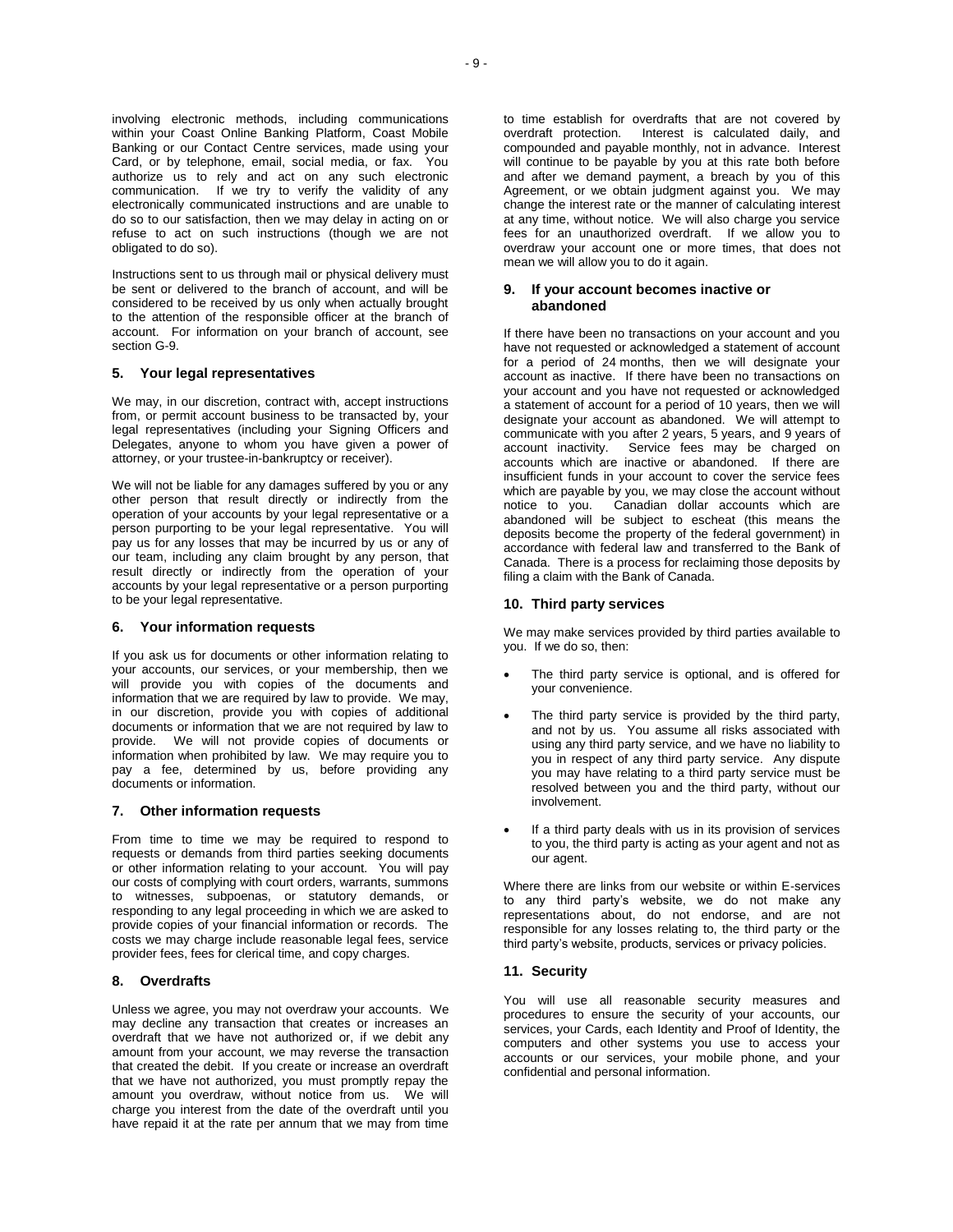involving electronic methods, including communications within your Coast Online Banking Platform, Coast Mobile Banking or our Contact Centre services, made using your Card, or by telephone, email, social media, or fax. You authorize us to rely and act on any such electronic communication. If we try to verify the validity of any electronically communicated instructions and are unable to do so to our satisfaction, then we may delay in acting on or refuse to act on such instructions (though we are not obligated to do so).

Instructions sent to us through mail or physical delivery must be sent or delivered to the branch of account, and will be considered to be received by us only when actually brought to the attention of the responsible officer at the branch of account. For information on your branch of account, see section G-9.

### 5. Your legal representatives

We may, in our discretion, contract with, accept instructions from, or permit account business to be transacted by, your legal representatives (including your Signing Officers and Delegates, anyone to whom you have given a power of attorney, or your trustee-in-bankruptcy or receiver).

We will not be liable for any damages suffered by you or any other person that result directly or indirectly from the operation of your accounts by your legal representative or a person purporting to be your legal representative. You will pay us for any losses that may be incurred by us or any of our team, including any claim brought by any person, that result directly or indirectly from the operation of your accounts by your legal representative or a person purporting to be your legal representative.

### 6. Your information requests

If you ask us for documents or other information relating to your accounts, our services, or your membership, then we will provide you with copies of the documents and information that we are required by law to provide. We may, in our discretion, provide you with copies of additional documents or information that we are not required by law to provide. We will not provide copies of documents or information when prohibited by law. We may require you to pay a fee, determined by us, before providing any documents or information.

### 7. Other information requests

From time to time we may be required to respond to requests or demands from third parties seeking documents or other information relating to your account. You will pay our costs of complying with court orders, warrants, summons to witnesses, subpoenas, or statutory demands, or responding to any legal proceeding in which we are asked to provide copies of your financial information or records. The costs we may charge include reasonable legal fees, service provider fees, fees for clerical time, and copy charges.

### 8. Overdrafts

Unless we agree, you may not overdraw your accounts. We may decline any transaction that creates or increases an overdraft that we have not authorized or, if we debit any amount from your account, we may reverse the transaction that created the debit. If you create or increase an overdraft that we have not authorized, you must promptly repay the amount you overdraw, without notice from us. We will charge you interest from the date of the overdraft until you have repaid it at the rate per annum that we may from time to time establish for overdrafts that are not covered by overdraft protection. Interest is calculated daily, and compounded and payable monthly, not in advance. Interest will continue to be payable by you at this rate both before and after we demand payment, a breach by you of this Agreement, or we obtain judgment against you. We may change the interest rate or the manner of calculating interest at any time, without notice. We will also charge you service fees for an unauthorized overdraft. If we allow you to overdraw your account one or more times, that does not mean we will allow you to do it again.

### 9. If your account becomes inactive or abandoned

If there have been no transactions on your account and you have not requested or acknowledged a statement of account for a period of 24 months, then we will designate your account as inactive. If there have been no transactions on your account and you have not requested or acknowledged a statement of account for a period of 10 years, then we will designate your account as abandoned. We will attempt to communicate with you after 2 years, 5 years, and 9 years of account inactivity. Service fees may be charged on accounts which are inactive or abandoned. If there are insufficient funds in your account to cover the service fees which are payable by you, we may close the account without notice to you. Canadian dollar accounts which are abandoned will be subject to escheat (this means the deposits become the property of the federal government) in accordance with federal law and transferred to the Bank of Canada. There is a process for reclaiming those deposits by filing a claim with the Bank of Canada.

### 10. Third party services

We may make services provided by third parties available to you. If we do so, then:

- The third party service is optional, and is offered for your convenience.
- The third party service is provided by the third party, and not by us. You assume all risks associated with using any third party service, and we have no liability to you in respect of any third party service. Any dispute you may have relating to a third party service must be resolved between you and the third party, without our involvement.
- If a third party deals with us in its provision of services to you, the third party is acting as your agent and not as our agent.

Where there are links from our website or within E-services to any third party's website, we do not make any representations about, do not endorse, and are not responsible for any losses relating to, the third party or the third party's website, products, services or privacy policies.

### 11. Security

You will use all reasonable security measures and procedures to ensure the security of your accounts, our services, your Cards, each Identity and Proof of Identity, the computers and other systems you use to access your accounts or our services, your mobile phone, and your confidential and personal information.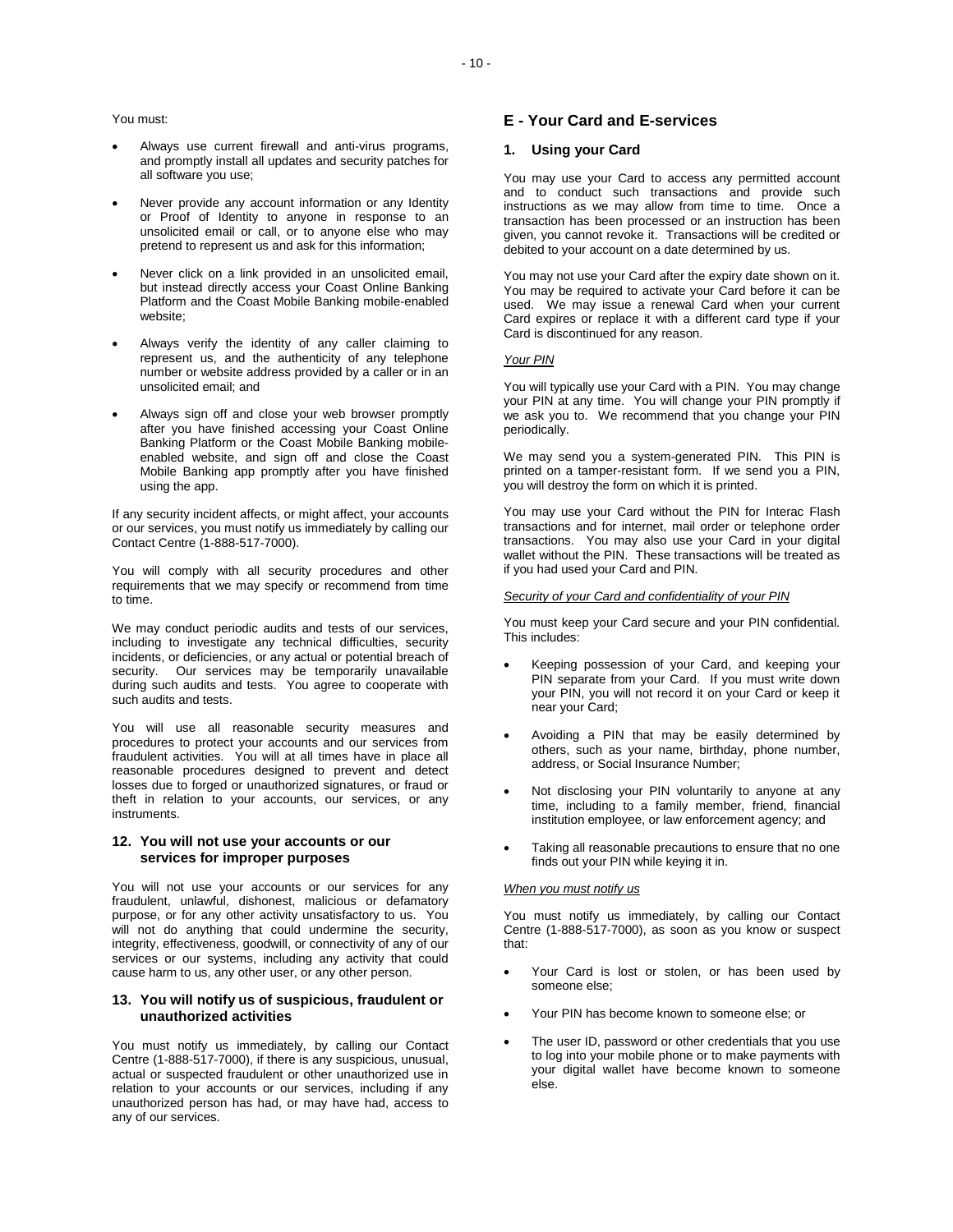You must:

- Always use current firewall and anti-virus programs, and promptly install all updates and security patches for all software you use;
- Never provide any account information or any Identity or Proof of Identity to anyone in response to an unsolicited email or call, or to anyone else who may pretend to represent us and ask for this information;
- Never click on a link provided in an unsolicited email, but instead directly access your Coast Online Banking Platform and the Coast Mobile Banking mobile-enabled website;
- Always verify the identity of any caller claiming to represent us, and the authenticity of any telephone number or website address provided by a caller or in an unsolicited email; and
- Always sign off and close your web browser promptly after you have finished accessing your Coast Online Banking Platform or the Coast Mobile Banking mobile-enabled website, and sign off and close the Coast Mobile Banking app promptly after you have finished using the app.

If any security incident affects, or might affect, your accounts or our services, you must notify us immediately by calling our Contact Centre (1-888-517-7000).

You will comply with all security procedures and other requirements that we may specify or recommend from time to time.

We may conduct periodic audits and tests of our services, including to investigate any technical difficulties, security incidents, or deficiencies, or any actual or potential breach of security. Our services may be temporarily unavailable during such audits and tests. You agree to cooperate with such audits and tests.

You will use all reasonable security measures and procedures to protect your accounts and our services from fraudulent activities. You will at all times have in place all reasonable procedures designed to prevent and detect losses due to forged or unauthorized signatures, or fraud or theft in relation to your accounts, our services, or any instruments.

### 12. You will not use your accounts or our services for improper purposes

You will not use your accounts or our services for any fraudulent, unlawful, dishonest, malicious or defamatory purpose, or for any other activity unsatisfactory to us. You will not do anything that could undermine the security, integrity, effectiveness, goodwill, or connectivity of any of our services or our systems, including any activity that could cause harm to us, any other user, or any other person.

### 13. You will notify us of suspicious, fraudulent or unauthorized activities

You must notify us immediately, by calling our Contact Centre (1-888-517-7000), if there is any suspicious, unusual, actual or suspected fraudulent or other unauthorized use in relation to your accounts or our services, including if any unauthorized person has had, or may have had, access to any of our services.

## E - Your Card and E-services

### 1. Using your Card

You may use your Card to access any permitted account and to conduct such transactions and provide such instructions as we may allow from time to time. Once a transaction has been processed or an instruction has been given, you cannot revoke it. Transactions will be credited or debited to your account on a date determined by us.

You may not use your Card after the expiry date shown on it. You may be required to activate your Card before it can be used. We may issue a renewal Card when your current Card expires or replace it with a different card type if your Card is discontinued for any reason.

*Your PIN*

You will typically use your Card with a PIN. You may change your PIN at any time. You will change your PIN promptly if we ask you to. We recommend that you change your PIN periodically.

We may send you a system-generated PIN. This PIN is printed on a tamper-resistant form. If we send you a PIN, you will destroy the form on which it is printed.

You may use your Card without the PIN for Interac Flash transactions and for internet, mail order or telephone order transactions. You may also use your Card in your digital wallet without the PIN. These transactions will be treated as if you had used your Card and PIN.

*Security of your Card and confidentiality of your PIN*

You must keep your Card secure and your PIN confidential. This includes:

- Keeping possession of your Card, and keeping your PIN separate from your Card. If you must write down your PIN, you will not record it on your Card or keep it near your Card;
- Avoiding a PIN that may be easily determined by others, such as your name, birthday, phone number, address, or Social Insurance Number;
- Not disclosing your PIN voluntarily to anyone at any time, including to a family member, friend, financial institution employee, or law enforcement agency; and
- Taking all reasonable precautions to ensure that no one finds out your PIN while keying it in.

*When you must notify us*

You must notify us immediately, by calling our Contact Centre (1-888-517-7000), as soon as you know or suspect that:

- Your Card is lost or stolen, or has been used by someone else;
- Your PIN has become known to someone else; or
- The user ID, password or other credentials that you use to log into your mobile phone or to make payments with your digital wallet have become known to someone else.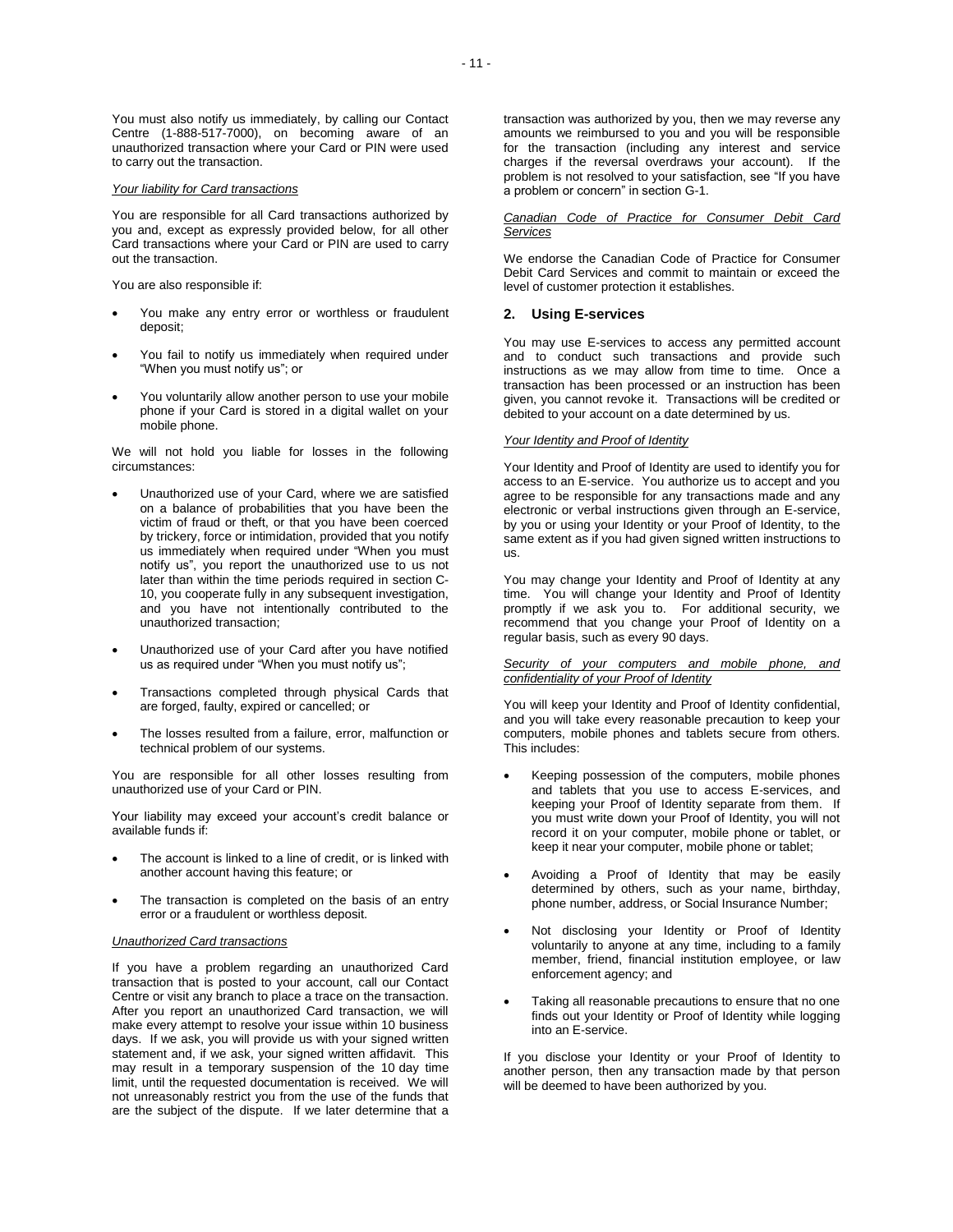You must also notify us immediately, by calling our Contact Centre (1-888-517-7000), on becoming aware of an unauthorized transaction where your Card or PIN were used to carry out the transaction.

*Your liability for Card transactions*

You are responsible for all Card transactions authorized by you and, except as expressly provided below, for all other Card transactions where your Card or PIN are used to carry out the transaction.

You are also responsible if:

- You make any entry error or worthless or fraudulent deposit;
- You fail to notify us immediately when required under "When you must notify us"; or
- You voluntarily allow another person to use your mobile phone if your Card is stored in a digital wallet on your mobile phone.

We will not hold you liable for losses in the following circumstances:

- Unauthorized use of your Card, where we are satisfied on a balance of probabilities that you have been the victim of fraud or theft, or that you have been coerced by trickery, force or intimidation, provided that you notify us immediately when required under "When you must notify us", you report the unauthorized use to us not later than within the time periods required in section C-10, you cooperate fully in any subsequent investigation, and you have not intentionally contributed to the unauthorized transaction;
- Unauthorized use of your Card after you have notified us as required under "When you must notify us";
- Transactions completed through physical Cards that are forged, faulty, expired or cancelled; or
- The losses resulted from a failure, error, malfunction or technical problem of our systems.

You are responsible for all other losses resulting from unauthorized use of your Card or PIN.

Your liability may exceed your account's credit balance or available funds if:

- The account is linked to a line of credit, or is linked with another account having this feature; or
- The transaction is completed on the basis of an entry error or a fraudulent or worthless deposit.

*Unauthorized Card transactions*

If you have a problem regarding an unauthorized Card transaction that is posted to your account, call our Contact Centre or visit any branch to place a trace on the transaction. After you report an unauthorized Card transaction, we will make every attempt to resolve your issue within 10 business days. If we ask, you will provide us with your signed written statement and, if we ask, your signed written affidavit. This may result in a temporary suspension of the 10 day time limit, until the requested documentation is received. We will not unreasonably restrict you from the use of the funds that are the subject of the dispute. If we later determine that a transaction was authorized by you, then we may reverse any amounts we reimbursed to you and you will be responsible for the transaction (including any interest and service charges if the reversal overdraws your account). If the problem is not resolved to your satisfaction, see "If you have a problem or concern" in section G-1.

*Canadian Code of Practice for Consumer Debit Card Services*

We endorse the Canadian Code of Practice for Consumer Debit Card Services and commit to maintain or exceed the level of customer protection it establishes.

## 2. Using E-services

You may use E-services to access any permitted account and to conduct such transactions and provide such instructions as we may allow from time to time. Once a transaction has been processed or an instruction has been given, you cannot revoke it. Transactions will be credited or debited to your account on a date determined by us.

*Your Identity and Proof of Identity*

Your Identity and Proof of Identity are used to identify you for access to an E-service. You authorize us to accept and you agree to be responsible for any transactions made and any electronic or verbal instructions given through an E-service, by you or using your Identity or your Proof of Identity, to the same extent as if you had given signed written instructions to us.

You may change your Identity and Proof of Identity at any time. You will change your Identity and Proof of Identity promptly if we ask you to. For additional security, we recommend that you change your Proof of Identity on a regular basis, such as every 90 days.

*Security of your computers and mobile phone, and confidentiality of your Proof of Identity*

You will keep your Identity and Proof of Identity confidential, and you will take every reasonable precaution to keep your computers, mobile phones and tablets secure from others. This includes:

- Keeping possession of the computers, mobile phones and tablets that you use to access E-services, and keeping your Proof of Identity separate from them. If you must write down your Proof of Identity, you will not record it on your computer, mobile phone or tablet, or keep it near your computer, mobile phone or tablet;
- Avoiding a Proof of Identity that may be easily determined by others, such as your name, birthday, phone number, address, or Social Insurance Number;
- Not disclosing your Identity or Proof of Identity voluntarily to anyone at any time, including to a family member, friend, financial institution employee, or law enforcement agency; and
- Taking all reasonable precautions to ensure that no one finds out your Identity or Proof of Identity while logging into an E-service.

If you disclose your Identity or your Proof of Identity to another person, then any transaction made by that person will be deemed to have been authorized by you.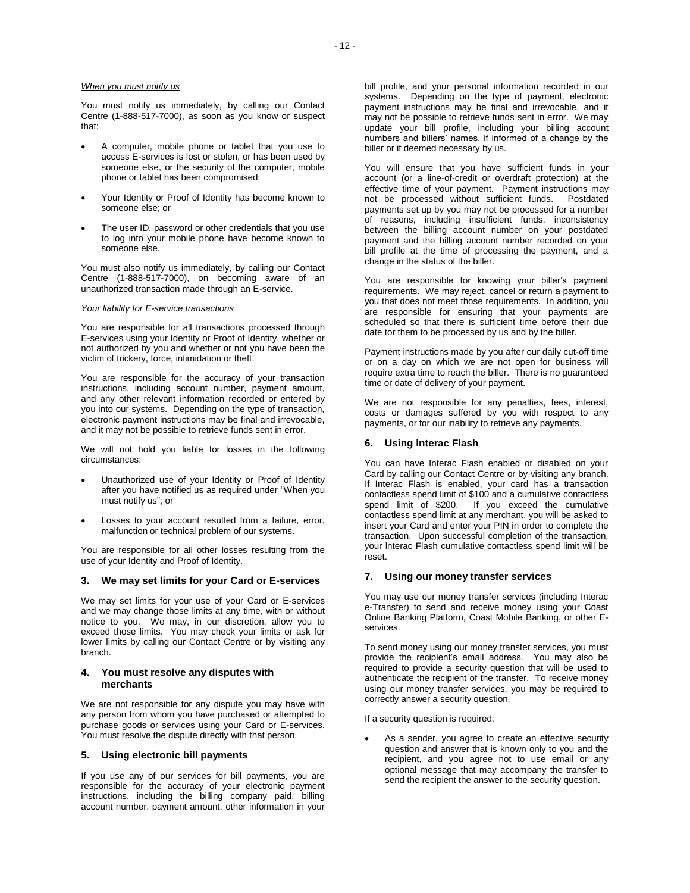*When you must notify us*

You must notify us immediately, by calling our Contact Centre (1-888-517-7000), as soon as you know or suspect that:

- A computer, mobile phone or tablet that you use to access E-services is lost or stolen, or has been used by someone else, or the security of the computer, mobile phone or tablet has been compromised;
- Your Identity or Proof of Identity has become known to someone else; or
- The user ID, password or other credentials that you use to log into your mobile phone have become known to someone else.

You must also notify us immediately, by calling our Contact Centre (1-888-517-7000), on becoming aware of an unauthorized transaction made through an E-service.

*Your liability for E-service transactions*

You are responsible for all transactions processed through E-services using your Identity or Proof of Identity, whether or not authorized by you and whether or not you have been the victim of trickery, force, intimidation or theft.

You are responsible for the accuracy of your transaction instructions, including account number, payment amount, and any other relevant information recorded or entered by you into our systems. Depending on the type of transaction, electronic payment instructions may be final and irrevocable, and it may not be possible to retrieve funds sent in error.

We will not hold you liable for losses in the following circumstances:

- Unauthorized use of your Identity or Proof of Identity after you have notified us as required under "When you must notify us"; or
- Losses to your account resulted from a failure, error, malfunction or technical problem of our systems.

You are responsible for all other losses resulting from the use of your Identity and Proof of Identity.

## 3. We may set limits for your Card or E-services

We may set limits for your use of your Card or E-services and we may change those limits at any time, with or without notice to you. We may, in our discretion, allow you to exceed those limits. You may check your limits or ask for lower limits by calling our Contact Centre or by visiting any branch.

## 4. You must resolve any disputes with merchants

We are not responsible for any dispute you may have with any person from whom you have purchased or attempted to purchase goods or services using your Card or E-services. You must resolve the dispute directly with that person.

## 5. Using electronic bill payments

If you use any of our services for bill payments, you are responsible for the accuracy of your electronic payment instructions, including the billing company paid, billing account number, payment amount, other information in your bill profile, and your personal information recorded in our systems. Depending on the type of payment, electronic payment instructions may be final and irrevocable, and it may not be possible to retrieve funds sent in error. We may update your bill profile, including your billing account numbers and billers' names, if informed of a change by the biller or if deemed necessary by us.

You will ensure that you have sufficient funds in your account (or a line-of-credit or overdraft protection) at the effective time of your payment. Payment instructions may not be processed without sufficient funds. Postdated payments set up by you may not be processed for a number of reasons, including insufficient funds, inconsistency between the billing account number on your postdated payment and the billing account number recorded on your bill profile at the time of processing the payment, and a change in the status of the biller.

You are responsible for knowing your biller's payment requirements. We may reject, cancel or return a payment to you that does not meet those requirements. In addition, you are responsible for ensuring that your payments are scheduled so that there is sufficient time before their due date tor them to be processed by us and by the biller.

Payment instructions made by you after our daily cut-off time or on a day on which we are not open for business will require extra time to reach the biller. There is no guaranteed time or date of delivery of your payment.

We are not responsible for any penalties, fees, interest, costs or damages suffered by you with respect to any payments, or for our inability to retrieve any payments.

## 6. Using Interac Flash

You can have Interac Flash enabled or disabled on your Card by calling our Contact Centre or by visiting any branch. If Interac Flash is enabled, your card has a transaction contactless spend limit of $100 and a cumulative contactless spend limit of $200. If you exceed the cumulative contactless spend limit at any merchant, you will be asked to insert your Card and enter your PIN in order to complete the transaction. Upon successful completion of the transaction, your Interac Flash cumulative contactless spend limit will be reset.

## 7. Using our money transfer services

You may use our money transfer services (including Interac e-Transfer) to send and receive money using your Coast Online Banking Platform, Coast Mobile Banking, or other E-services.

To send money using our money transfer services, you must provide the recipient's email address. You may also be required to provide a security question that will be used to authenticate the recipient of the transfer. To receive money using our money transfer services, you may be required to correctly answer a security question.

If a security question is required:

- As a sender, you agree to create an effective security question and answer that is known only to you and the recipient, and you agree not to use email or any optional message that may accompany the transfer to send the recipient the answer to the security question.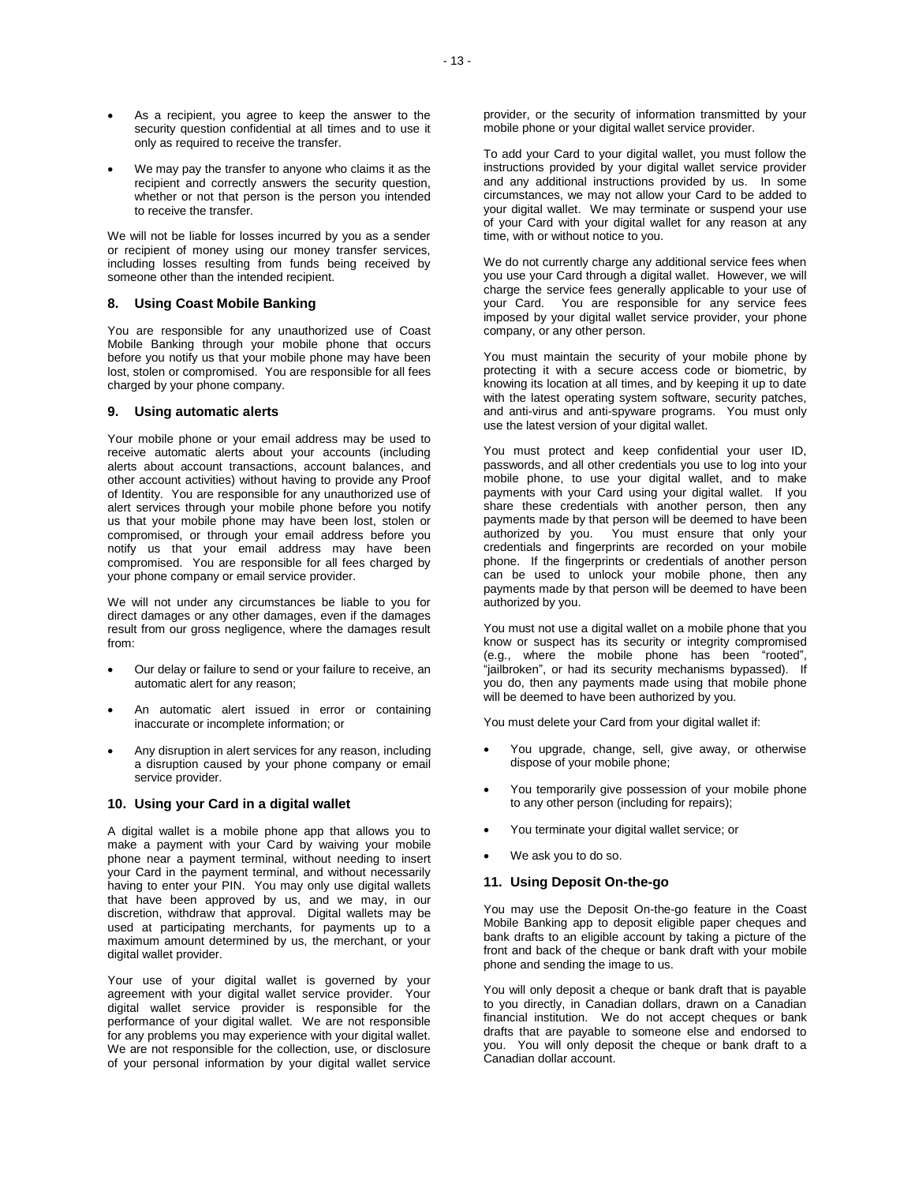- As a recipient, you agree to keep the answer to the security question confidential at all times and to use it only as required to receive the transfer.
- We may pay the transfer to anyone who claims it as the recipient and correctly answers the security question, whether or not that person is the person you intended to receive the transfer.

We will not be liable for losses incurred by you as a sender or recipient of money using our money transfer services, including losses resulting from funds being received by someone other than the intended recipient.

### 8. Using Coast Mobile Banking

You are responsible for any unauthorized use of Coast Mobile Banking through your mobile phone that occurs before you notify us that your mobile phone may have been lost, stolen or compromised. You are responsible for all fees charged by your phone company.

### 9. Using automatic alerts

Your mobile phone or your email address may be used to receive automatic alerts about your accounts (including alerts about account transactions, account balances, and other account activities) without having to provide any Proof of Identity. You are responsible for any unauthorized use of alert services through your mobile phone before you notify us that your mobile phone may have been lost, stolen or compromised, or through your email address before you notify us that your email address may have been compromised. You are responsible for all fees charged by your phone company or email service provider.

We will not under any circumstances be liable to you for direct damages or any other damages, even if the damages result from our gross negligence, where the damages result from:

- Our delay or failure to send or your failure to receive, an automatic alert for any reason;
- An automatic alert issued in error or containing inaccurate or incomplete information; or
- Any disruption in alert services for any reason, including a disruption caused by your phone company or email service provider.

### 10. Using your Card in a digital wallet

A digital wallet is a mobile phone app that allows you to make a payment with your Card by waiving your mobile phone near a payment terminal, without needing to insert your Card in the payment terminal, and without necessarily having to enter your PIN. You may only use digital wallets that have been approved by us, and we may, in our discretion, withdraw that approval. Digital wallets may be used at participating merchants, for payments up to a maximum amount determined by us, the merchant, or your digital wallet provider.

Your use of your digital wallet is governed by your agreement with your digital wallet service provider. Your digital wallet service provider is responsible for the performance of your digital wallet. We are not responsible for any problems you may experience with your digital wallet. We are not responsible for the collection, use, or disclosure of your personal information by your digital wallet service provider, or the security of information transmitted by your mobile phone or your digital wallet service provider.

To add your Card to your digital wallet, you must follow the instructions provided by your digital wallet service provider and any additional instructions provided by us. In some circumstances, we may not allow your Card to be added to your digital wallet. We may terminate or suspend your use of your Card with your digital wallet for any reason at any time, with or without notice to you.

We do not currently charge any additional service fees when you use your Card through a digital wallet. However, we will charge the service fees generally applicable to your use of your Card. You are responsible for any service fees imposed by your digital wallet service provider, your phone company, or any other person.

You must maintain the security of your mobile phone by protecting it with a secure access code or biometric, by knowing its location at all times, and by keeping it up to date with the latest operating system software, security patches, and anti-virus and anti-spyware programs. You must only use the latest version of your digital wallet.

You must protect and keep confidential your user ID, passwords, and all other credentials you use to log into your mobile phone, to use your digital wallet, and to make payments with your Card using your digital wallet. If you share these credentials with another person, then any payments made by that person will be deemed to have been authorized by you. You must ensure that only your credentials and fingerprints are recorded on your mobile phone. If the fingerprints or credentials of another person can be used to unlock your mobile phone, then any payments made by that person will be deemed to have been authorized by you.

You must not use a digital wallet on a mobile phone that you know or suspect has its security or integrity compromised (e.g., where the mobile phone has been "rooted", "jailbroken", or had its security mechanisms bypassed). If you do, then any payments made using that mobile phone will be deemed to have been authorized by you.

You must delete your Card from your digital wallet if:

- You upgrade, change, sell, give away, or otherwise dispose of your mobile phone;
- You temporarily give possession of your mobile phone to any other person (including for repairs);
- You terminate your digital wallet service; or
- We ask you to do so.

### 11. Using Deposit On-the-go

You may use the Deposit On-the-go feature in the Coast Mobile Banking app to deposit eligible paper cheques and bank drafts to an eligible account by taking a picture of the front and back of the cheque or bank draft with your mobile phone and sending the image to us.

You will only deposit a cheque or bank draft that is payable to you directly, in Canadian dollars, drawn on a Canadian financial institution. We do not accept cheques or bank drafts that are payable to someone else and endorsed to you. You will only deposit the cheque or bank draft to a Canadian dollar account.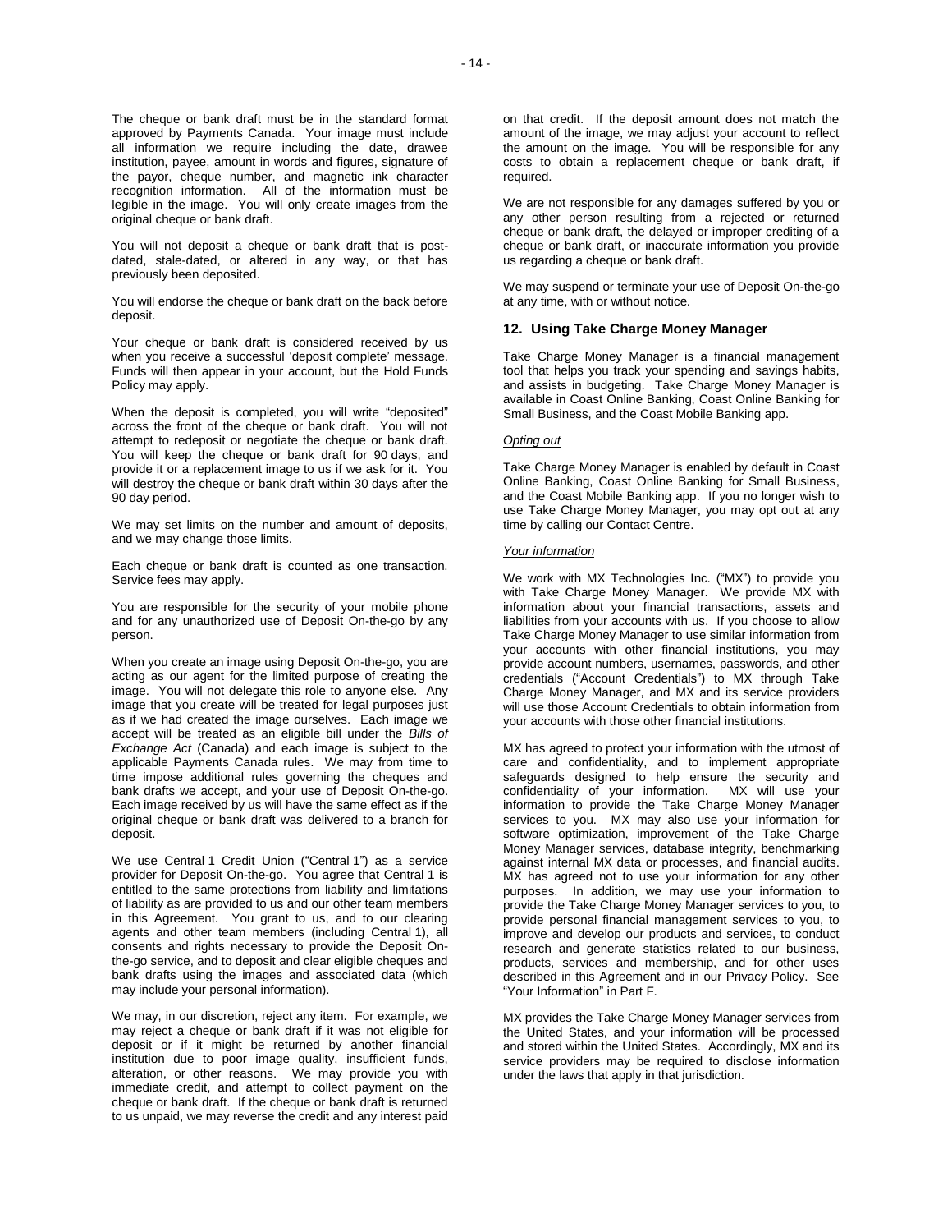The cheque or bank draft must be in the standard format approved by Payments Canada. Your image must include all information we require including the date, drawee institution, payee, amount in words and figures, signature of the payor, cheque number, and magnetic ink character recognition information. All of the information must be legible in the image. You will only create images from the original cheque or bank draft.

You will not deposit a cheque or bank draft that is post-dated, stale-dated, or altered in any way, or that has previously been deposited.

You will endorse the cheque or bank draft on the back before deposit.

Your cheque or bank draft is considered received by us when you receive a successful 'deposit complete' message. Funds will then appear in your account, but the Hold Funds Policy may apply.

When the deposit is completed, you will write "deposited" across the front of the cheque or bank draft. You will not attempt to redeposit or negotiate the cheque or bank draft. You will keep the cheque or bank draft for 90 days, and provide it or a replacement image to us if we ask for it. You will destroy the cheque or bank draft within 30 days after the 90 day period.

We may set limits on the number and amount of deposits, and we may change those limits.

Each cheque or bank draft is counted as one transaction. Service fees may apply.

You are responsible for the security of your mobile phone and for any unauthorized use of Deposit On-the-go by any person.

When you create an image using Deposit On-the-go, you are acting as our agent for the limited purpose of creating the image. You will not delegate this role to anyone else. Any image that you create will be treated for legal purposes just as if we had created the image ourselves. Each image we accept will be treated as an eligible bill under the *Bills of Exchange Act* (Canada) and each image is subject to the applicable Payments Canada rules. We may from time to time impose additional rules governing the cheques and bank drafts we accept, and your use of Deposit On-the-go. Each image received by us will have the same effect as if the original cheque or bank draft was delivered to a branch for deposit.

We use Central 1 Credit Union ("Central 1") as a service provider for Deposit On-the-go. You agree that Central 1 is entitled to the same protections from liability and limitations of liability as are provided to us and our other team members in this Agreement. You grant to us, and to our clearing agents and other team members (including Central 1), all consents and rights necessary to provide the Deposit On-the-go service, and to deposit and clear eligible cheques and bank drafts using the images and associated data (which may include your personal information).

We may, in our discretion, reject any item. For example, we may reject a cheque or bank draft if it was not eligible for deposit or if it might be returned by another financial institution due to poor image quality, insufficient funds, alteration, or other reasons. We may provide you with immediate credit, and attempt to collect payment on the cheque or bank draft. If the cheque or bank draft is returned to us unpaid, we may reverse the credit and any interest paid on that credit. If the deposit amount does not match the amount of the image, we may adjust your account to reflect the amount on the image. You will be responsible for any costs to obtain a replacement cheque or bank draft, if required.

We are not responsible for any damages suffered by you or any other person resulting from a rejected or returned cheque or bank draft, the delayed or improper crediting of a cheque or bank draft, or inaccurate information you provide us regarding a cheque or bank draft.

We may suspend or terminate your use of Deposit On-the-go at any time, with or without notice.

## 12. Using Take Charge Money Manager

Take Charge Money Manager is a financial management tool that helps you track your spending and savings habits, and assists in budgeting. Take Charge Money Manager is available in Coast Online Banking, Coast Online Banking for Small Business, and the Coast Mobile Banking app.

*Opting out*

Take Charge Money Manager is enabled by default in Coast Online Banking, Coast Online Banking for Small Business, and the Coast Mobile Banking app. If you no longer wish to use Take Charge Money Manager, you may opt out at any time by calling our Contact Centre.

*Your information*

We work with MX Technologies Inc. ("MX") to provide you with Take Charge Money Manager. We provide MX with information about your financial transactions, assets and liabilities from your accounts with us. If you choose to allow Take Charge Money Manager to use similar information from your accounts with other financial institutions, you may provide account numbers, usernames, passwords, and other credentials ("Account Credentials") to MX through Take Charge Money Manager, and MX and its service providers will use those Account Credentials to obtain information from your accounts with those other financial institutions.

MX has agreed to protect your information with the utmost of care and confidentiality, and to implement appropriate safeguards designed to help ensure the security and confidentiality of your information. MX will use your information to provide the Take Charge Money Manager services to you. MX may also use your information for software optimization, improvement of the Take Charge Money Manager services, database integrity, benchmarking against internal MX data or processes, and financial audits. MX has agreed not to use your information for any other purposes. In addition, we may use your information to provide the Take Charge Money Manager services to you, to provide personal financial management services to you, to improve and develop our products and services, to conduct research and generate statistics related to our business, products, services and membership, and for other uses described in this Agreement and in our Privacy Policy. See "Your Information" in Part F.

MX provides the Take Charge Money Manager services from the United States, and your information will be processed and stored within the United States. Accordingly, MX and its service providers may be required to disclose information under the laws that apply in that jurisdiction.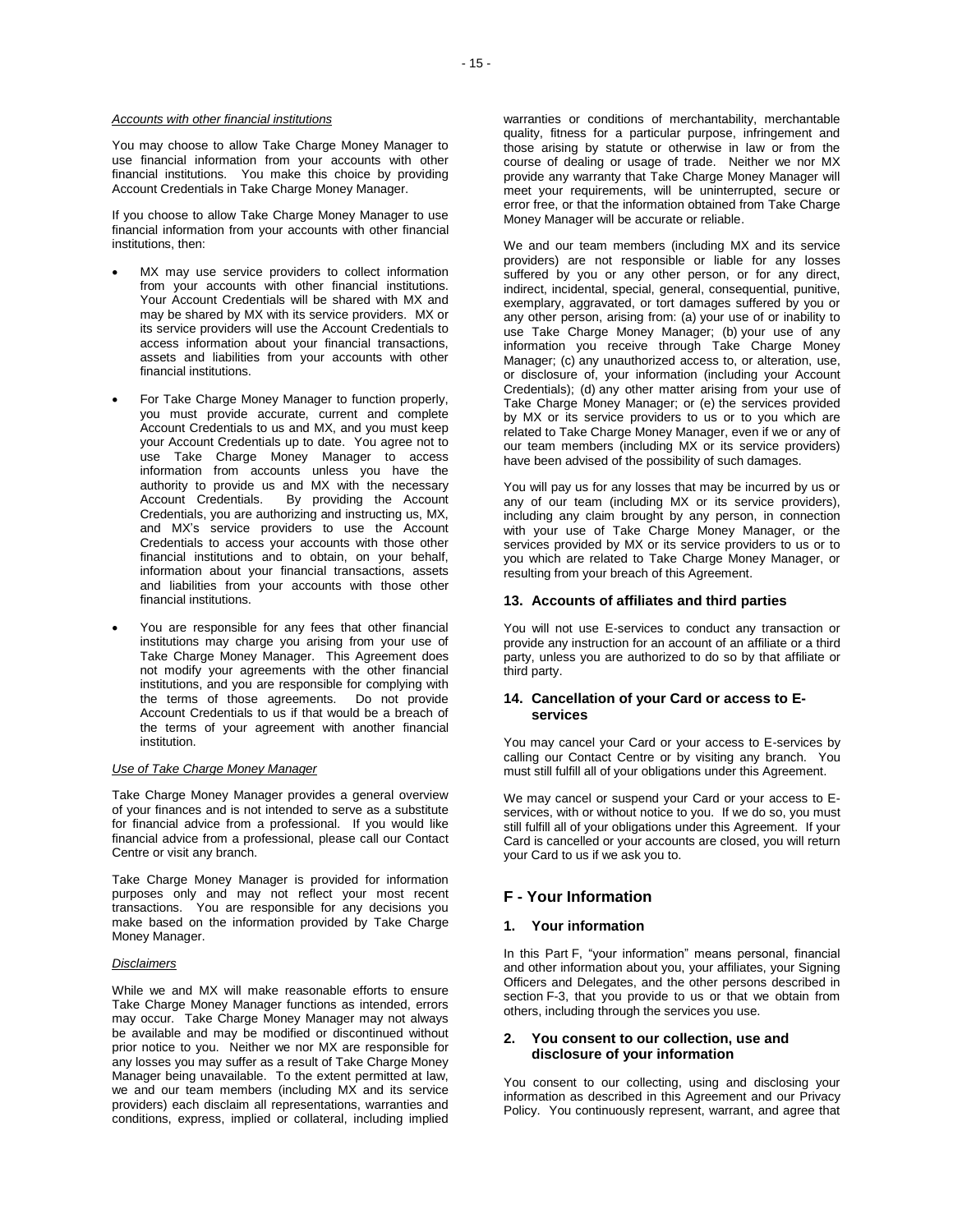*Accounts with other financial institutions*

You may choose to allow Take Charge Money Manager to use financial information from your accounts with other financial institutions. You make this choice by providing Account Credentials in Take Charge Money Manager.

If you choose to allow Take Charge Money Manager to use financial information from your accounts with other financial institutions, then:

- MX may use service providers to collect information from your accounts with other financial institutions. Your Account Credentials will be shared with MX and may be shared by MX with its service providers. MX or its service providers will use the Account Credentials to access information about your financial transactions, assets and liabilities from your accounts with other financial institutions.
- For Take Charge Money Manager to function properly, you must provide accurate, current and complete Account Credentials to us and MX, and you must keep your Account Credentials up to date. You agree not to use Take Charge Money Manager to access information from accounts unless you have the authority to provide us and MX with the necessary Account Credentials. By providing the Account Credentials, you are authorizing and instructing us, MX, and MX's service providers to use the Account Credentials to access your accounts with those other financial institutions and to obtain, on your behalf, information about your financial transactions, assets and liabilities from your accounts with those other financial institutions.
- You are responsible for any fees that other financial institutions may charge you arising from your use of Take Charge Money Manager. This Agreement does not modify your agreements with the other financial institutions, and you are responsible for complying with the terms of those agreements. Do not provide Account Credentials to us if that would be a breach of the terms of your agreement with another financial institution.

*Use of Take Charge Money Manager*

Take Charge Money Manager provides a general overview of your finances and is not intended to serve as a substitute for financial advice from a professional. If you would like financial advice from a professional, please call our Contact Centre or visit any branch.

Take Charge Money Manager is provided for information purposes only and may not reflect your most recent transactions. You are responsible for any decisions you make based on the information provided by Take Charge Money Manager.

*Disclaimers*

While we and MX will make reasonable efforts to ensure Take Charge Money Manager functions as intended, errors may occur. Take Charge Money Manager may not always be available and may be modified or discontinued without prior notice to you. Neither we nor MX are responsible for any losses you may suffer as a result of Take Charge Money Manager being unavailable. To the extent permitted at law, we and our team members (including MX and its service providers) each disclaim all representations, warranties and conditions, express, implied or collateral, including implied warranties or conditions of merchantability, merchantable quality, fitness for a particular purpose, infringement and those arising by statute or otherwise in law or from the course of dealing or usage of trade. Neither we nor MX provide any warranty that Take Charge Money Manager will meet your requirements, will be uninterrupted, secure or error free, or that the information obtained from Take Charge Money Manager will be accurate or reliable.

We and our team members (including MX and its service providers) are not responsible or liable for any losses suffered by you or any other person, or for any direct, indirect, incidental, special, general, consequential, punitive, exemplary, aggravated, or tort damages suffered by you or any other person, arising from: (a) your use of or inability to use Take Charge Money Manager; (b) your use of any information you receive through Take Charge Money Manager; (c) any unauthorized access to, or alteration, use, or disclosure of, your information (including your Account Credentials); (d) any other matter arising from your use of Take Charge Money Manager; or (e) the services provided by MX or its service providers to us or to you which are related to Take Charge Money Manager, even if we or any of our team members (including MX or its service providers) have been advised of the possibility of such damages.

You will pay us for any losses that may be incurred by us or any of our team (including MX or its service providers), including any claim brought by any person, in connection with your use of Take Charge Money Manager, or the services provided by MX or its service providers to us or to you which are related to Take Charge Money Manager, or resulting from your breach of this Agreement.

### 13. Accounts of affiliates and third parties

You will not use E-services to conduct any transaction or provide any instruction for an account of an affiliate or a third party, unless you are authorized to do so by that affiliate or third party.

### 14. Cancellation of your Card or access to E-services

You may cancel your Card or your access to E-services by calling our Contact Centre or by visiting any branch. You must still fulfill all of your obligations under this Agreement.

We may cancel or suspend your Card or your access to E-services, with or without notice to you. If we do so, you must still fulfill all of your obligations under this Agreement. If your Card is cancelled or your accounts are closed, you will return your Card to us if we ask you to.

## F - Your Information

### 1. Your information

In this Part F, "your information" means personal, financial and other information about you, your affiliates, your Signing Officers and Delegates, and the other persons described in section F-3, that you provide to us or that we obtain from others, including through the services you use.

### 2. You consent to our collection, use and disclosure of your information

You consent to our collecting, using and disclosing your information as described in this Agreement and our Privacy Policy. You continuously represent, warrant, and agree that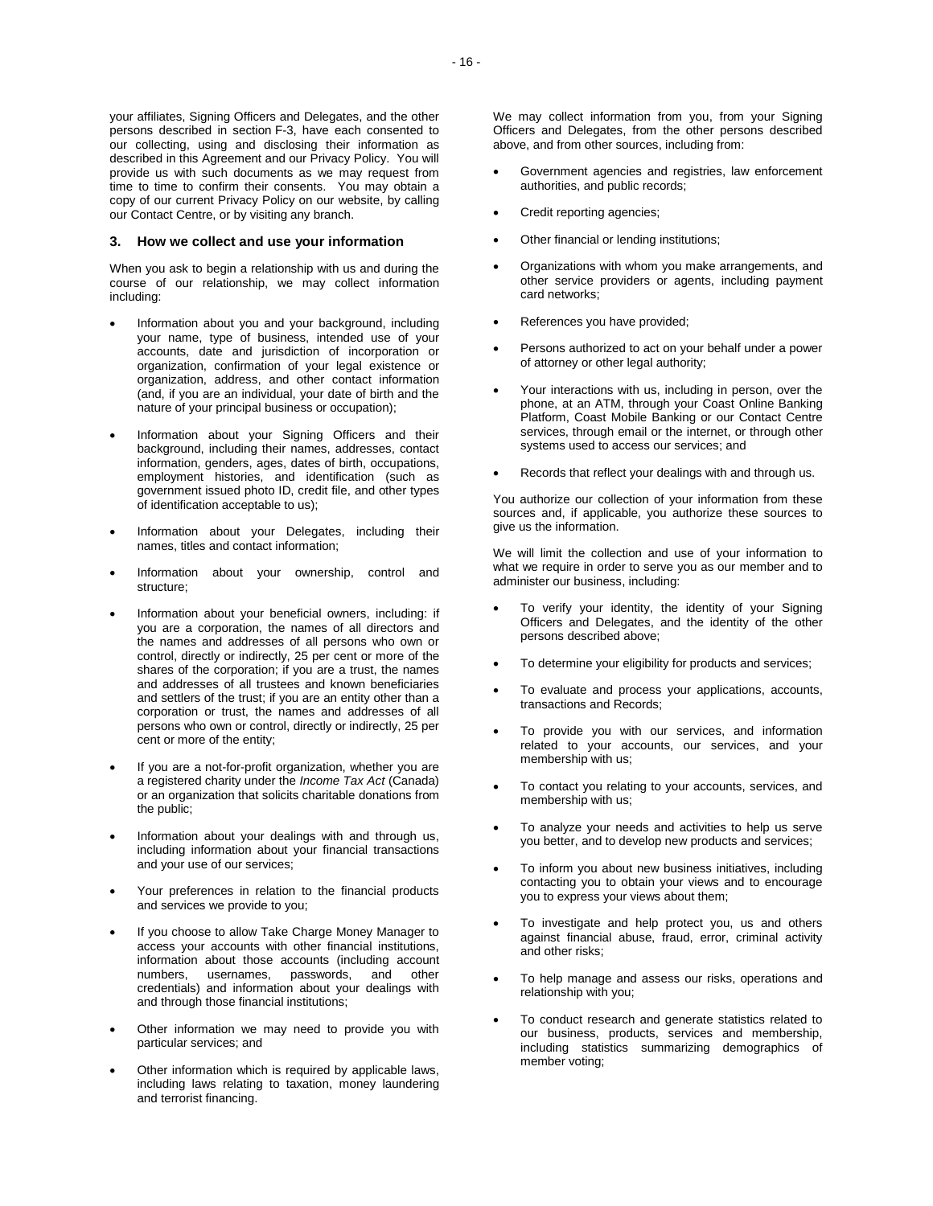your affiliates, Signing Officers and Delegates, and the other persons described in section F-3, have each consented to our collecting, using and disclosing their information as described in this Agreement and our Privacy Policy. You will provide us with such documents as we may request from time to time to confirm their consents. You may obtain a copy of our current Privacy Policy on our website, by calling our Contact Centre, or by visiting any branch.

### 3. How we collect and use your information

When you ask to begin a relationship with us and during the course of our relationship, we may collect information including:

- Information about you and your background, including your name, type of business, intended use of your accounts, date and jurisdiction of incorporation or organization, confirmation of your legal existence or organization, address, and other contact information (and, if you are an individual, your date of birth and the nature of your principal business or occupation);
- Information about your Signing Officers and their background, including their names, addresses, contact information, genders, ages, dates of birth, occupations, employment histories, and identification (such as government issued photo ID, credit file, and other types of identification acceptable to us);
- Information about your Delegates, including their names, titles and contact information;
- Information about your ownership, control and structure;
- Information about your beneficial owners, including: if you are a corporation, the names of all directors and the names and addresses of all persons who own or control, directly or indirectly, 25 per cent or more of the shares of the corporation; if you are a trust, the names and addresses of all trustees and known beneficiaries and settlers of the trust; if you are an entity other than a corporation or trust, the names and addresses of all persons who own or control, directly or indirectly, 25 per cent or more of the entity;
- If you are a not-for-profit organization, whether you are a registered charity under the *Income Tax Act* (Canada) or an organization that solicits charitable donations from the public;
- Information about your dealings with and through us, including information about your financial transactions and your use of our services;
- Your preferences in relation to the financial products and services we provide to you;
- If you choose to allow Take Charge Money Manager to access your accounts with other financial institutions, information about those accounts (including account numbers, usernames, passwords, and other credentials) and information about your dealings with and through those financial institutions;
- Other information we may need to provide you with particular services; and
- Other information which is required by applicable laws, including laws relating to taxation, money laundering and terrorist financing.

We may collect information from you, from your Signing Officers and Delegates, from the other persons described above, and from other sources, including from:

- Government agencies and registries, law enforcement authorities, and public records;
- Credit reporting agencies;
- Other financial or lending institutions;
- Organizations with whom you make arrangements, and other service providers or agents, including payment card networks;
- References you have provided;
- Persons authorized to act on your behalf under a power of attorney or other legal authority;
- Your interactions with us, including in person, over the phone, at an ATM, through your Coast Online Banking Platform, Coast Mobile Banking or our Contact Centre services, through email or the internet, or through other systems used to access our services; and
- Records that reflect your dealings with and through us.

You authorize our collection of your information from these sources and, if applicable, you authorize these sources to give us the information.

We will limit the collection and use of your information to what we require in order to serve you as our member and to administer our business, including:

- To verify your identity, the identity of your Signing Officers and Delegates, and the identity of the other persons described above;
- To determine your eligibility for products and services;
- To evaluate and process your applications, accounts, transactions and Records;
- To provide you with our services, and information related to your accounts, our services, and your membership with us;
- To contact you relating to your accounts, services, and membership with us;
- To analyze your needs and activities to help us serve you better, and to develop new products and services;
- To inform you about new business initiatives, including contacting you to obtain your views and to encourage you to express your views about them;
- To investigate and help protect you, us and others against financial abuse, fraud, error, criminal activity and other risks;
- To help manage and assess our risks, operations and relationship with you;
- To conduct research and generate statistics related to our business, products, services and membership, including statistics summarizing demographics of member voting;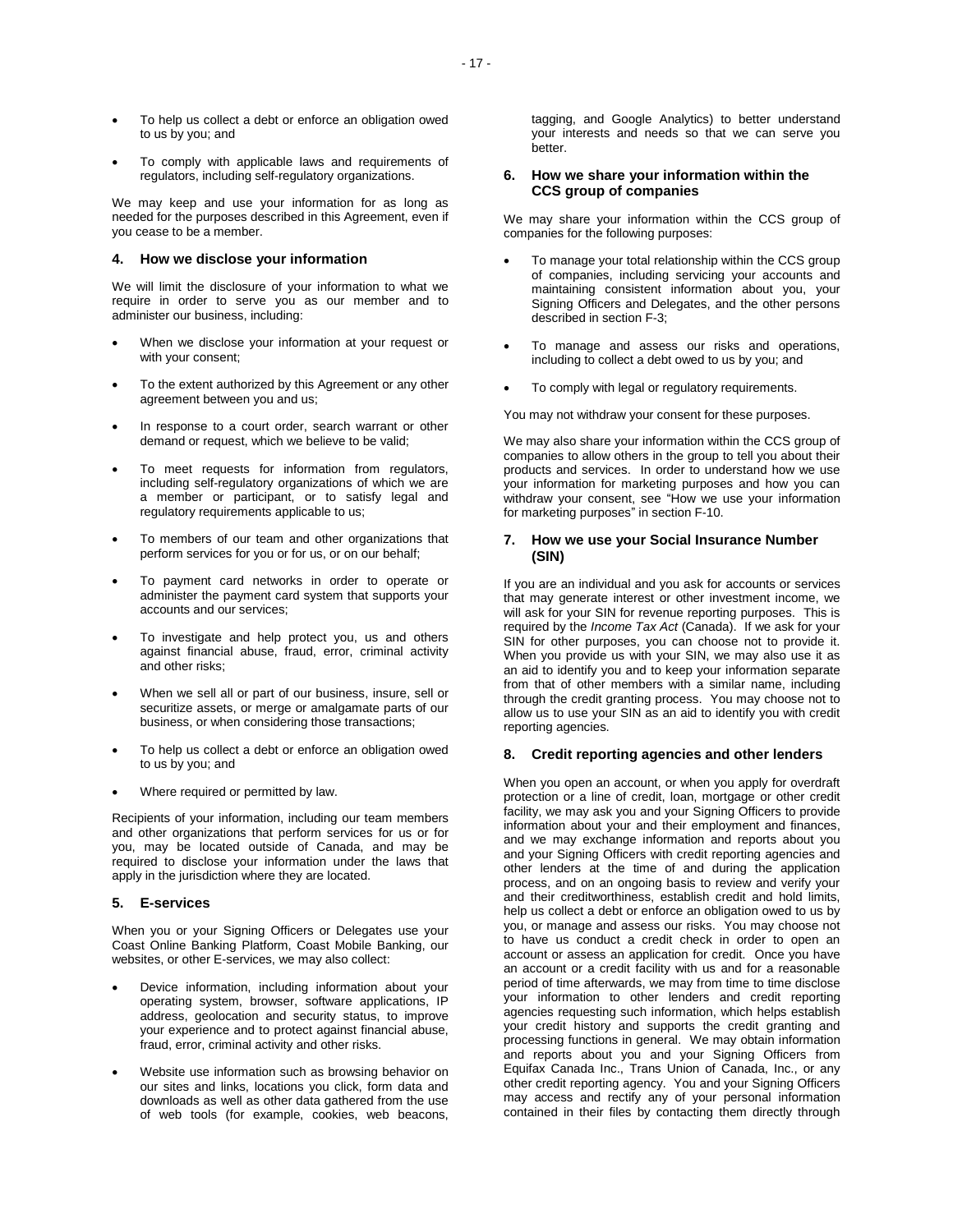- To help us collect a debt or enforce an obligation owed to us by you; and
- To comply with applicable laws and requirements of regulators, including self-regulatory organizations.

We may keep and use your information for as long as needed for the purposes described in this Agreement, even if you cease to be a member.

### 4. How we disclose your information

We will limit the disclosure of your information to what we require in order to serve you as our member and to administer our business, including:

- When we disclose your information at your request or with your consent;
- To the extent authorized by this Agreement or any other agreement between you and us;
- In response to a court order, search warrant or other demand or request, which we believe to be valid;
- To meet requests for information from regulators, including self-regulatory organizations of which we are a member or participant, or to satisfy legal and regulatory requirements applicable to us;
- To members of our team and other organizations that perform services for you or for us, or on our behalf;
- To payment card networks in order to operate or administer the payment card system that supports your accounts and our services;
- To investigate and help protect you, us and others against financial abuse, fraud, error, criminal activity and other risks;
- When we sell all or part of our business, insure, sell or securitize assets, or merge or amalgamate parts of our business, or when considering those transactions;
- To help us collect a debt or enforce an obligation owed to us by you; and
- Where required or permitted by law.

Recipients of your information, including our team members and other organizations that perform services for us or for you, may be located outside of Canada, and may be required to disclose your information under the laws that apply in the jurisdiction where they are located.

### 5. E-services

When you or your Signing Officers or Delegates use your Coast Online Banking Platform, Coast Mobile Banking, our websites, or other E-services, we may also collect:

- Device information, including information about your operating system, browser, software applications, IP address, geolocation and security status, to improve your experience and to protect against financial abuse, fraud, error, criminal activity and other risks.
- Website use information such as browsing behavior on our sites and links, locations you click, form data and downloads as well as other data gathered from the use of web tools (for example, cookies, web beacons, tagging, and Google Analytics) to better understand your interests and needs so that we can serve you better.

### 6. How we share your information within the CCS group of companies

We may share your information within the CCS group of companies for the following purposes:

- To manage your total relationship within the CCS group of companies, including servicing your accounts and maintaining consistent information about you, your Signing Officers and Delegates, and the other persons described in section F-3;
- To manage and assess our risks and operations, including to collect a debt owed to us by you; and
- To comply with legal or regulatory requirements.

You may not withdraw your consent for these purposes.

We may also share your information within the CCS group of companies to allow others in the group to tell you about their products and services. In order to understand how we use your information for marketing purposes and how you can withdraw your consent, see "How we use your information for marketing purposes" in section F-10.

### 7. How we use your Social Insurance Number (SIN)

If you are an individual and you ask for accounts or services that may generate interest or other investment income, we will ask for your SIN for revenue reporting purposes. This is required by the *Income Tax Act* (Canada). If we ask for your SIN for other purposes, you can choose not to provide it. When you provide us with your SIN, we may also use it as an aid to identify you and to keep your information separate from that of other members with a similar name, including through the credit granting process. You may choose not to allow us to use your SIN as an aid to identify you with credit reporting agencies.

### 8. Credit reporting agencies and other lenders

When you open an account, or when you apply for overdraft protection or a line of credit, loan, mortgage or other credit facility, we may ask you and your Signing Officers to provide information about your and their employment and finances, and we may exchange information and reports about you and your Signing Officers with credit reporting agencies and other lenders at the time of and during the application process, and on an ongoing basis to review and verify your and their creditworthiness, establish credit and hold limits, help us collect a debt or enforce an obligation owed to us by you, or manage and assess our risks. You may choose not to have us conduct a credit check in order to open an account or assess an application for credit. Once you have an account or a credit facility with us and for a reasonable period of time afterwards, we may from time to time disclose your information to other lenders and credit reporting agencies requesting such information, which helps establish your credit history and supports the credit granting and processing functions in general. We may obtain information and reports about you and your Signing Officers from Equifax Canada Inc., Trans Union of Canada, Inc., or any other credit reporting agency. You and your Signing Officers may access and rectify any of your personal information contained in their files by contacting them directly through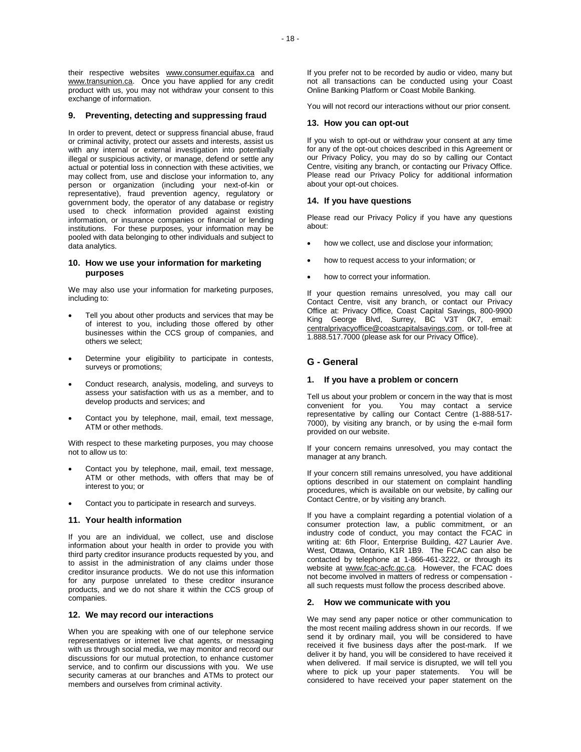their respective websites www.consumer.equifax.ca and www.transunion.ca. Once you have applied for any credit product with us, you may not withdraw your consent to this exchange of information.

### 9. Preventing, detecting and suppressing fraud

In order to prevent, detect or suppress financial abuse, fraud or criminal activity, protect our assets and interests, assist us with any internal or external investigation into potentially illegal or suspicious activity, or manage, defend or settle any actual or potential loss in connection with these activities, we may collect from, use and disclose your information to, any person or organization (including your next-of-kin or representative), fraud prevention agency, regulatory or government body, the operator of any database or registry used to check information provided against existing information, or insurance companies or financial or lending institutions. For these purposes, your information may be pooled with data belonging to other individuals and subject to data analytics.

### 10. How we use your information for marketing purposes

We may also use your information for marketing purposes, including to:

- Tell you about other products and services that may be of interest to you, including those offered by other businesses within the CCS group of companies, and others we select;
- Determine your eligibility to participate in contests, surveys or promotions;
- Conduct research, analysis, modeling, and surveys to assess your satisfaction with us as a member, and to develop products and services; and
- Contact you by telephone, mail, email, text message, ATM or other methods.

With respect to these marketing purposes, you may choose not to allow us to:

- Contact you by telephone, mail, email, text message, ATM or other methods, with offers that may be of interest to you; or
- Contact you to participate in research and surveys.

### 11. Your health information

If you are an individual, we collect, use and disclose information about your health in order to provide you with third party creditor insurance products requested by you, and to assist in the administration of any claims under those creditor insurance products. We do not use this information for any purpose unrelated to these creditor insurance products, and we do not share it within the CCS group of companies.

### 12. We may record our interactions

When you are speaking with one of our telephone service representatives or internet live chat agents, or messaging with us through social media, we may monitor and record our discussions for our mutual protection, to enhance customer service, and to confirm our discussions with you. We use security cameras at our branches and ATMs to protect our members and ourselves from criminal activity.

If you prefer not to be recorded by audio or video, many but not all transactions can be conducted using your Coast Online Banking Platform or Coast Mobile Banking.

You will not record our interactions without our prior consent.

### 13. How you can opt-out

If you wish to opt-out or withdraw your consent at any time for any of the opt-out choices described in this Agreement or our Privacy Policy, you may do so by calling our Contact Centre, visiting any branch, or contacting our Privacy Office. Please read our Privacy Policy for additional information about your opt-out choices.

### 14. If you have questions

Please read our Privacy Policy if you have any questions about:

- how we collect, use and disclose your information;
- how to request access to your information; or
- how to correct your information.

If your question remains unresolved, you may call our Contact Centre, visit any branch, or contact our Privacy Office at: Privacy Office, Coast Capital Savings, 800-9900 King George Blvd, Surrey, BC V3T 0K7, email: centralprivacyoffice@coastcapitalsavings.com, or toll-free at 1.888.517.7000 (please ask for our Privacy Office).

## G - General

### 1. If you have a problem or concern

Tell us about your problem or concern in the way that is most convenient for you. You may contact a service representative by calling our Contact Centre (1-888-517-7000), by visiting any branch, or by using the e-mail form provided on our website.

If your concern remains unresolved, you may contact the manager at any branch.

If your concern still remains unresolved, you have additional options described in our statement on complaint handling procedures, which is available on our website, by calling our Contact Centre, or by visiting any branch.

If you have a complaint regarding a potential violation of a consumer protection law, a public commitment, or an industry code of conduct, you may contact the FCAC in writing at: 6th Floor, Enterprise Building, 427 Laurier Ave. West, Ottawa, Ontario, K1R 1B9. The FCAC can also be contacted by telephone at 1-866-461-3222, or through its website at www.fcac-acfc.gc.ca. However, the FCAC does not become involved in matters of redress or compensation - all such requests must follow the process described above.

### 2. How we communicate with you

We may send any paper notice or other communication to the most recent mailing address shown in our records. If we send it by ordinary mail, you will be considered to have received it five business days after the post-mark. If we deliver it by hand, you will be considered to have received it when delivered. If mail service is disrupted, we will tell you where to pick up your paper statements. You will be considered to have received your paper statement on the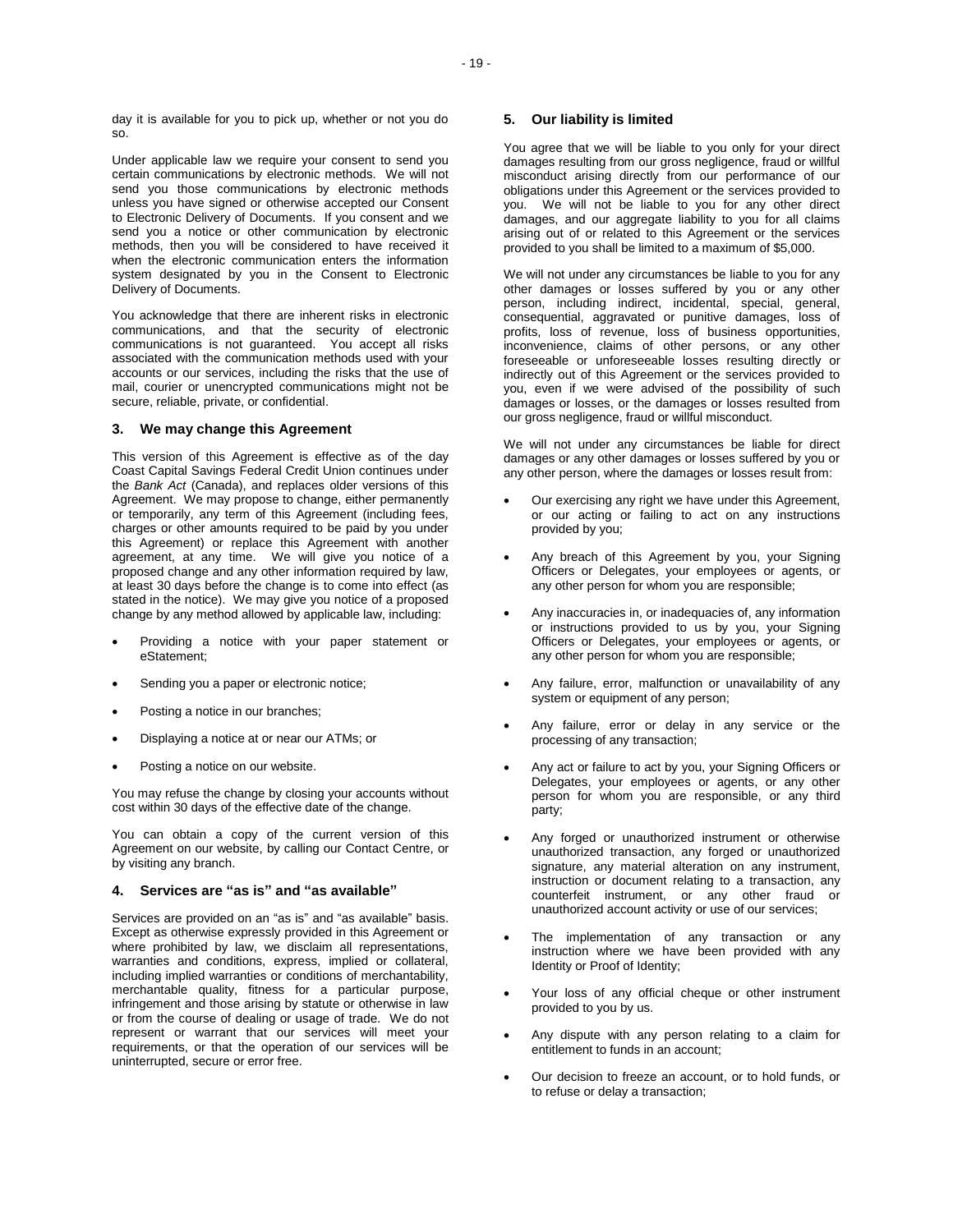day it is available for you to pick up, whether or not you do so.

Under applicable law we require your consent to send you certain communications by electronic methods. We will not send you those communications by electronic methods unless you have signed or otherwise accepted our Consent to Electronic Delivery of Documents. If you consent and we send you a notice or other communication by electronic methods, then you will be considered to have received it when the electronic communication enters the information system designated by you in the Consent to Electronic Delivery of Documents.

You acknowledge that there are inherent risks in electronic communications, and that the security of electronic communications is not guaranteed. You accept all risks associated with the communication methods used with your accounts or our services, including the risks that the use of mail, courier or unencrypted communications might not be secure, reliable, private, or confidential.

### 3. We may change this Agreement

This version of this Agreement is effective as of the day Coast Capital Savings Federal Credit Union continues under the *Bank Act* (Canada), and replaces older versions of this Agreement. We may propose to change, either permanently or temporarily, any term of this Agreement (including fees, charges or other amounts required to be paid by you under this Agreement) or replace this Agreement with another agreement, at any time. We will give you notice of a proposed change and any other information required by law, at least 30 days before the change is to come into effect (as stated in the notice). We may give you notice of a proposed change by any method allowed by applicable law, including:

- Providing a notice with your paper statement or eStatement;
- Sending you a paper or electronic notice;
- Posting a notice in our branches;
- Displaying a notice at or near our ATMs; or
- Posting a notice on our website.

You may refuse the change by closing your accounts without cost within 30 days of the effective date of the change.

You can obtain a copy of the current version of this Agreement on our website, by calling our Contact Centre, or by visiting any branch.

### 4. Services are "as is" and "as available"

Services are provided on an "as is" and "as available" basis. Except as otherwise expressly provided in this Agreement or where prohibited by law, we disclaim all representations, warranties and conditions, express, implied or collateral, including implied warranties or conditions of merchantability, merchantable quality, fitness for a particular purpose, infringement and those arising by statute or otherwise in law or from the course of dealing or usage of trade. We do not represent or warrant that our services will meet your requirements, or that the operation of our services will be uninterrupted, secure or error free.

### 5. Our liability is limited

You agree that we will be liable to you only for your direct damages resulting from our gross negligence, fraud or willful misconduct arising directly from our performance of our obligations under this Agreement or the services provided to you. We will not be liable to you for any other direct damages, and our aggregate liability to you for all claims arising out of or related to this Agreement or the services provided to you shall be limited to a maximum of $5,000.

We will not under any circumstances be liable to you for any other damages or losses suffered by you or any other person, including indirect, incidental, special, general, consequential, aggravated or punitive damages, loss of profits, loss of revenue, loss of business opportunities, inconvenience, claims of other persons, or any other foreseeable or unforeseeable losses resulting directly or indirectly out of this Agreement or the services provided to you, even if we were advised of the possibility of such damages or losses, or the damages or losses resulted from our gross negligence, fraud or willful misconduct.

We will not under any circumstances be liable for direct damages or any other damages or losses suffered by you or any other person, where the damages or losses result from:

- Our exercising any right we have under this Agreement, or our acting or failing to act on any instructions provided by you;
- Any breach of this Agreement by you, your Signing Officers or Delegates, your employees or agents, or any other person for whom you are responsible;
- Any inaccuracies in, or inadequacies of, any information or instructions provided to us by you, your Signing Officers or Delegates, your employees or agents, or any other person for whom you are responsible;
- Any failure, error, malfunction or unavailability of any system or equipment of any person;
- Any failure, error or delay in any service or the processing of any transaction;
- Any act or failure to act by you, your Signing Officers or Delegates, your employees or agents, or any other person for whom you are responsible, or any third party;
- Any forged or unauthorized instrument or otherwise unauthorized transaction, any forged or unauthorized signature, any material alteration on any instrument, instruction or document relating to a transaction, any counterfeit instrument, or any other fraud or unauthorized account activity or use of our services;
- The implementation of any transaction or any instruction where we have been provided with any Identity or Proof of Identity;
- Your loss of any official cheque or other instrument provided to you by us.
- Any dispute with any person relating to a claim for entitlement to funds in an account;
- Our decision to freeze an account, or to hold funds, or to refuse or delay a transaction;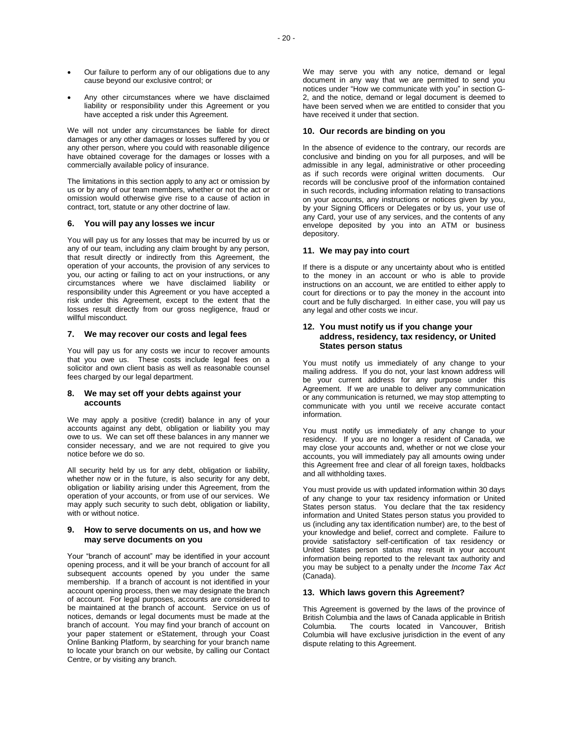- Our failure to perform any of our obligations due to any cause beyond our exclusive control; or
- Any other circumstances where we have disclaimed liability or responsibility under this Agreement or you have accepted a risk under this Agreement.

We will not under any circumstances be liable for direct damages or any other damages or losses suffered by you or any other person, where you could with reasonable diligence have obtained coverage for the damages or losses with a commercially available policy of insurance.

The limitations in this section apply to any act or omission by us or by any of our team members, whether or not the act or omission would otherwise give rise to a cause of action in contract, tort, statute or any other doctrine of law.

### 6. You will pay any losses we incur

You will pay us for any losses that may be incurred by us or any of our team, including any claim brought by any person, that result directly or indirectly from this Agreement, the operation of your accounts, the provision of any services to you, our acting or failing to act on your instructions, or any circumstances where we have disclaimed liability or responsibility under this Agreement or you have accepted a risk under this Agreement, except to the extent that the losses result directly from our gross negligence, fraud or willful misconduct.

### 7. We may recover our costs and legal fees

You will pay us for any costs we incur to recover amounts that you owe us. These costs include legal fees on a solicitor and own client basis as well as reasonable counsel fees charged by our legal department.

### 8. We may set off your debts against your accounts

We may apply a positive (credit) balance in any of your accounts against any debt, obligation or liability you may owe to us. We can set off these balances in any manner we consider necessary, and we are not required to give you notice before we do so.

All security held by us for any debt, obligation or liability, whether now or in the future, is also security for any debt, obligation or liability arising under this Agreement, from the operation of your accounts, or from use of our services. We may apply such security to such debt, obligation or liability, with or without notice.

### 9. How to serve documents on us, and how we may serve documents on you

Your "branch of account" may be identified in your account opening process, and it will be your branch of account for all subsequent accounts opened by you under the same membership. If a branch of account is not identified in your account opening process, then we may designate the branch of account. For legal purposes, accounts are considered to be maintained at the branch of account. Service on us of notices, demands or legal documents must be made at the branch of account. You may find your branch of account on your paper statement or eStatement, through your Coast Online Banking Platform, by searching for your branch name to locate your branch on our website, by calling our Contact Centre, or by visiting any branch.

We may serve you with any notice, demand or legal document in any way that we are permitted to send you notices under "How we communicate with you" in section G-2, and the notice, demand or legal document is deemed to have been served when we are entitled to consider that you have received it under that section.

### 10. Our records are binding on you

In the absence of evidence to the contrary, our records are conclusive and binding on you for all purposes, and will be admissible in any legal, administrative or other proceeding as if such records were original written documents. Our records will be conclusive proof of the information contained in such records, including information relating to transactions on your accounts, any instructions or notices given by you, by your Signing Officers or Delegates or by us, your use of any Card, your use of any services, and the contents of any envelope deposited by you into an ATM or business depository.

### 11. We may pay into court

If there is a dispute or any uncertainty about who is entitled to the money in an account or who is able to provide instructions on an account, we are entitled to either apply to court for directions or to pay the money in the account into court and be fully discharged. In either case, you will pay us any legal and other costs we incur.

### 12. You must notify us if you change your address, residency, tax residency, or United States person status

You must notify us immediately of any change to your mailing address. If you do not, your last known address will be your current address for any purpose under this Agreement. If we are unable to deliver any communication or any communication is returned, we may stop attempting to communicate with you until we receive accurate contact information.

You must notify us immediately of any change to your residency. If you are no longer a resident of Canada, we may close your accounts and, whether or not we close your accounts, you will immediately pay all amounts owing under this Agreement free and clear of all foreign taxes, holdbacks and all withholding taxes.

You must provide us with updated information within 30 days of any change to your tax residency information or United States person status. You declare that the tax residency information and United States person status you provided to us (including any tax identification number) are, to the best of your knowledge and belief, correct and complete. Failure to provide satisfactory self-certification of tax residency or United States person status may result in your account information being reported to the relevant tax authority and you may be subject to a penalty under the *Income Tax Act* (Canada).

### 13. Which laws govern this Agreement?

This Agreement is governed by the laws of the province of British Columbia and the laws of Canada applicable in British Columbia. The courts located in Vancouver, British Columbia will have exclusive jurisdiction in the event of any dispute relating to this Agreement.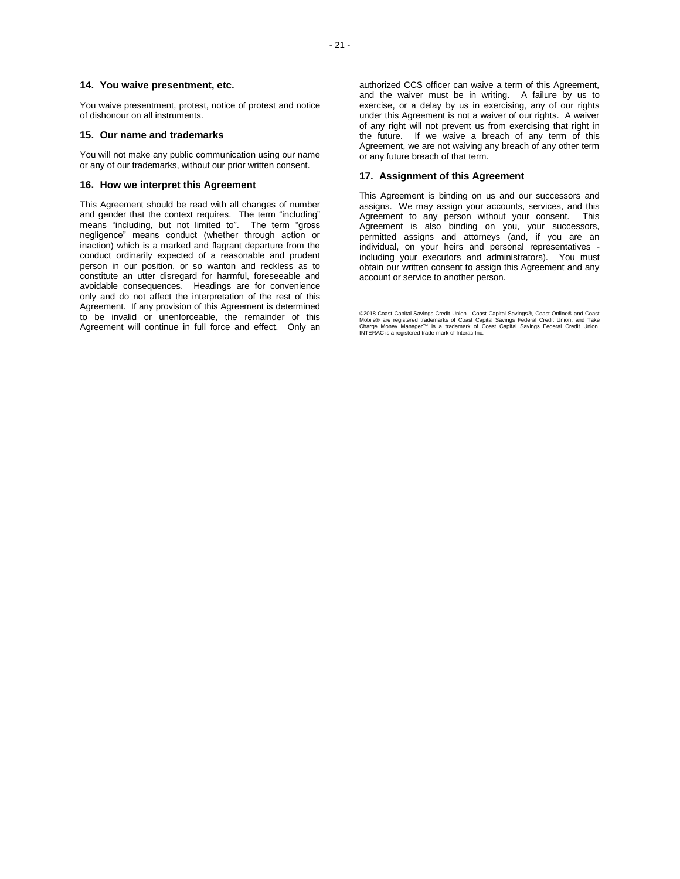## 14. You waive presentment, etc.

You waive presentment, protest, notice of protest and notice of dishonour on all instruments.

## 15. Our name and trademarks

You will not make any public communication using our name or any of our trademarks, without our prior written consent.

## 16. How we interpret this Agreement

This Agreement should be read with all changes of number and gender that the context requires. The term "including" means "including, but not limited to". The term "gross negligence" means conduct (whether through action or inaction) which is a marked and flagrant departure from the conduct ordinarily expected of a reasonable and prudent person in our position, or so wanton and reckless as to constitute an utter disregard for harmful, foreseeable and avoidable consequences. Headings are for convenience only and do not affect the interpretation of the rest of this Agreement. If any provision of this Agreement is determined to be invalid or unenforceable, the remainder of this Agreement will continue in full force and effect. Only an authorized CCS officer can waive a term of this Agreement, and the waiver must be in writing. A failure by us to exercise, or a delay by us in exercising, any of our rights under this Agreement is not a waiver of our rights. A waiver of any right will not prevent us from exercising that right in the future. If we waive a breach of any term of this Agreement, we are not waiving any breach of any other term or any future breach of that term.

## 17. Assignment of this Agreement

This Agreement is binding on us and our successors and assigns. We may assign your accounts, services, and this Agreement to any person without your consent. This Agreement is also binding on you, your successors, permitted assigns and attorneys (and, if you are an individual, on your heirs and personal representatives - including your executors and administrators). You must obtain our written consent to assign this Agreement and any account or service to another person.

©2018 Coast Capital Savings Credit Union. Coast Capital Savings®, Coast Online® and Coast Mobile® are registered trademarks of Coast Capital Savings Federal Credit Union, and Take Charge Money Manager™ is a trademark of Coast Capital Savings Federal Credit Union. INTERAC is a registered trade-mark of Interac Inc.